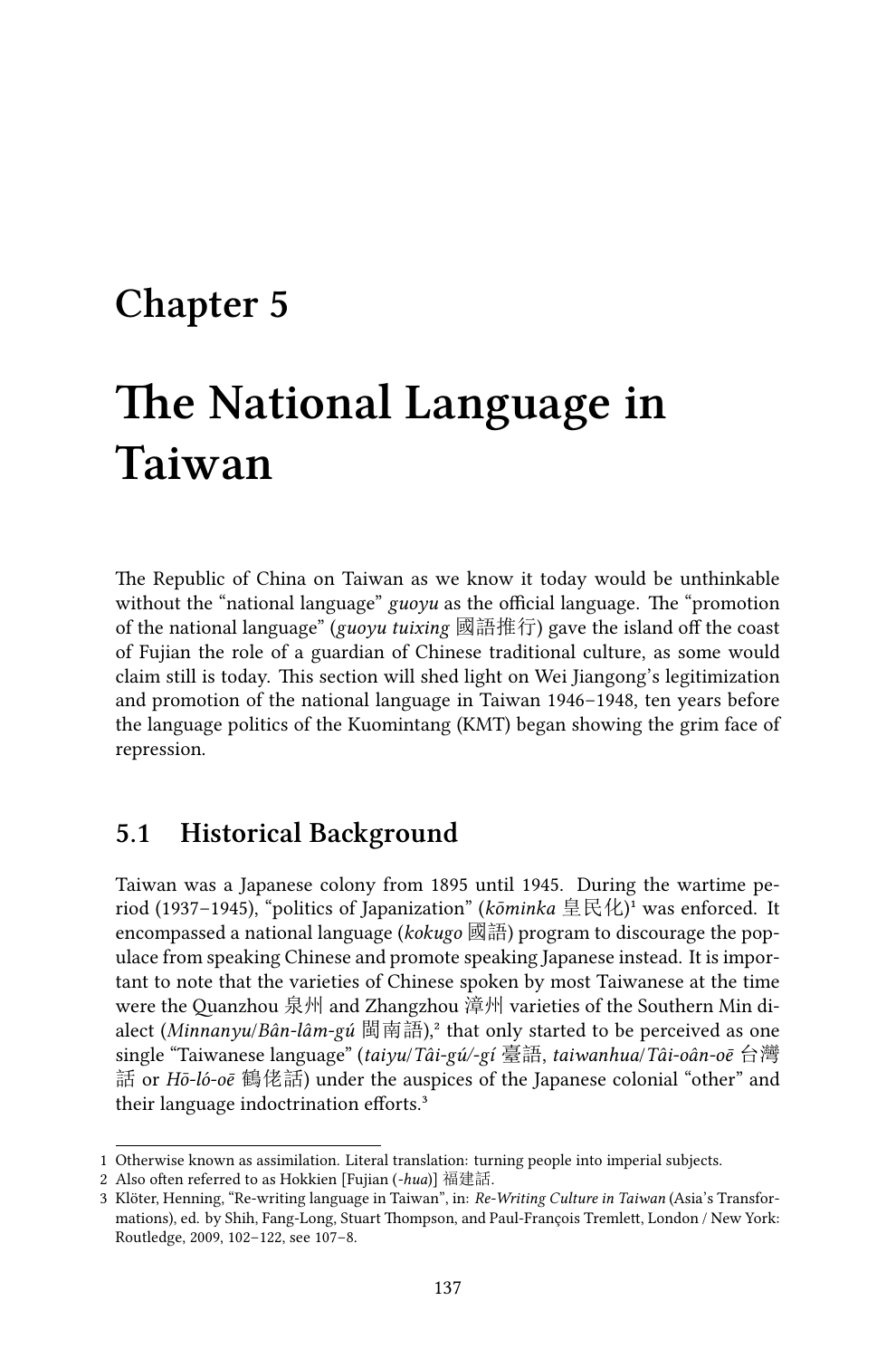# Chapter 5

# The National Language in Taiwan

The Republic of China on Taiwan as we know it today would be unthinkable without the "national language" *guoyu* as the official language. The "promotion of the national language" (*guoyu tuixing* 國語推行) gave the island off the coast of Fujian the role of a guardian of Chinese traditional culture, as some would claim still is today. This section will shed light on Wei Jiangong's legitimization and promotion of the national language in Taiwan 1946–1948, ten years before the language politics of the Kuomintang (KMT) began showing the grim face of repression.

## 5.1 Historical Background

Taiwan was a Japanese colony from 1895 until 1945. During the wartime period (1937–1945), "politics of Japanization" (*kōminka* 皇民化)[1] was enforced. It encompassed a national language (*kokugo* 國語) program to discourage the populace from speaking Chinese and promote speaking Japanese instead. It is important to note that the varieties of Chinese spoken by most Taiwanese at the time were the Quanzhou 泉州 and Zhangzhou 漳州 varieties of the Southern Min dialect (*Minnanyu*/*Bân-lâm-gú* 閩南語),[2] that only started to be perceived as one single "Taiwanese language" (*taiyu*/*Tâi-gú/-gí* 臺語, *taiwanhua*/*Tâi-oân-oē* 台灣話 or *Hō-ló-oē* 鶴佬話) under the auspices of the Japanese colonial "other" and their language indoctrination efforts.[3]

---

1 Otherwise known as assimilation. Literal translation: turning people into imperial subjects.

2 Also often referred to as Hokkien [Fujian (*-hua*)] 福建話.

3 Klöter, Henning, "Re-writing language in Taiwan", in: *Re-Writing Culture in Taiwan* (Asia's Transformations), ed. by Shih, Fang-Long, Stuart Thompson, and Paul-François Tremlett, London / New York: Routledge, 2009, 102–122, see 107–8.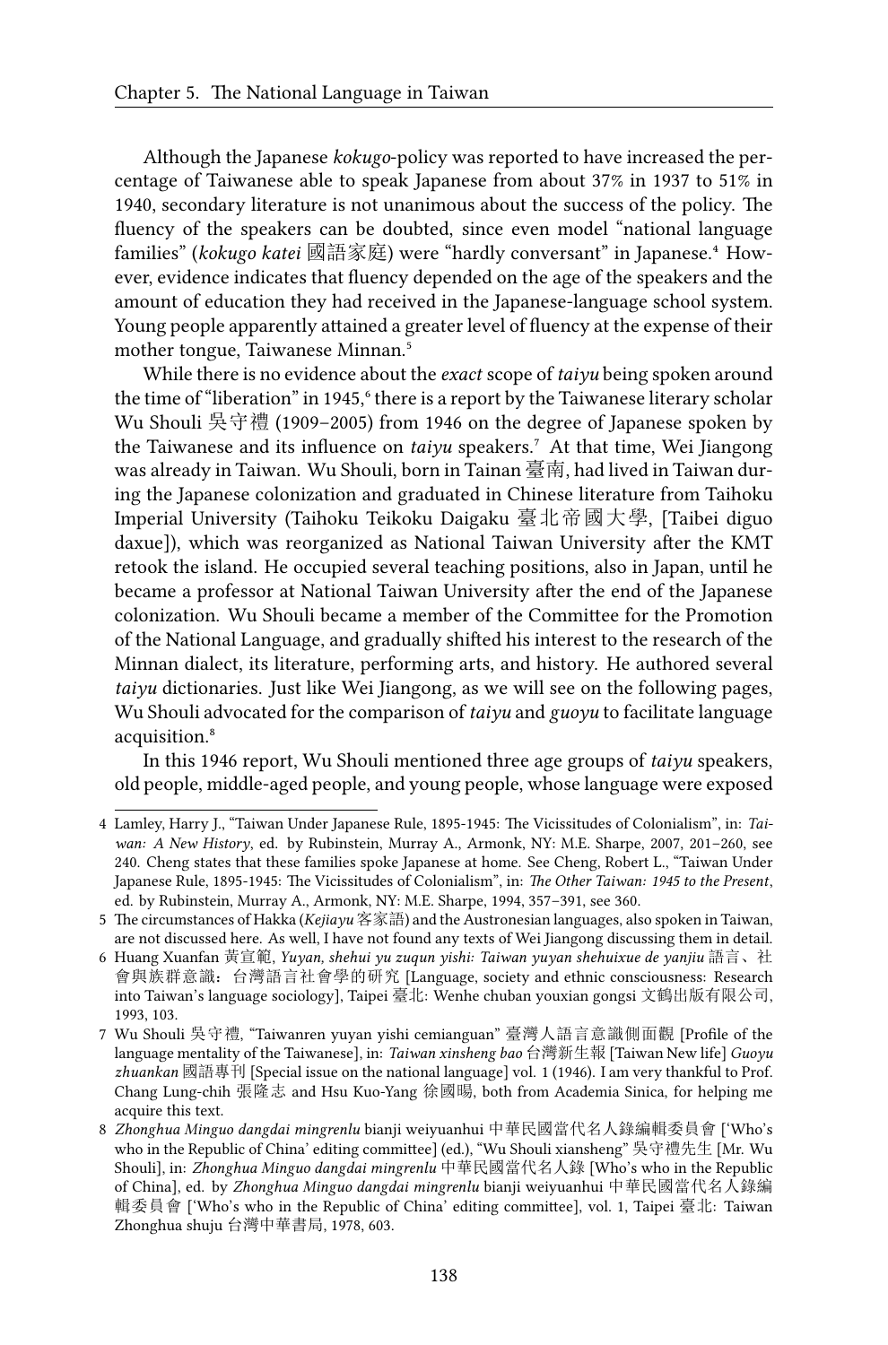Although the Japanese *kokugo*-policy was reported to have increased the percentage of Taiwanese able to speak Japanese from about 37% in 1937 to 51% in 1940, secondary literature is not unanimous about the success of the policy. The fluency of the speakers can be doubted, since even model "national language families" (*kokugo katei* 國語家庭) were "hardly conversant" in Japanese.[4] However, evidence indicates that fluency depended on the age of the speakers and the amount of education they had received in the Japanese-language school system. Young people apparently attained a greater level of fluency at the expense of their mother tongue, Taiwanese Minnan.[5]

While there is no evidence about the *exact* scope of *taiyu* being spoken around the time of "liberation" in 1945,[6] there is a report by the Taiwanese literary scholar Wu Shouli 吳守禮 (1909–2005) from 1946 on the degree of Japanese spoken by the Taiwanese and its influence on *taiyu* speakers.[7] At that time, Wei Jiangong was already in Taiwan. Wu Shouli, born in Tainan 臺南, had lived in Taiwan during the Japanese colonization and graduated in Chinese literature from Taihoku Imperial University (Taihoku Teikoku Daigaku 臺北帝國大學, [Taibei diguo daxue]), which was reorganized as National Taiwan University after the KMT retook the island. He occupied several teaching positions, also in Japan, until he became a professor at National Taiwan University after the end of the Japanese colonization. Wu Shouli became a member of the Committee for the Promotion of the National Language, and gradually shifted his interest to the research of the Minnan dialect, its literature, performing arts, and history. He authored several *taiyu* dictionaries. Just like Wei Jiangong, as we will see on the following pages, Wu Shouli advocated for the comparison of *taiyu* and *guoyu* to facilitate language acquisition.[8]

In this 1946 report, Wu Shouli mentioned three age groups of *taiyu* speakers, old people, middle-aged people, and young people, whose language were exposed

---

4 Lamley, Harry J., "Taiwan Under Japanese Rule, 1895-1945: The Vicissitudes of Colonialism", in: *Taiwan: A New History*, ed. by Rubinstein, Murray A., Armonk, NY: M.E. Sharpe, 2007, 201–260, see 240. Cheng states that these families spoke Japanese at home. See Cheng, Robert L., "Taiwan Under Japanese Rule, 1895-1945: The Vicissitudes of Colonialism", in: *The Other Taiwan: 1945 to the Present*, ed. by Rubinstein, Murray A., Armonk, NY: M.E. Sharpe, 1994, 357–391, see 360.

5 The circumstances of Hakka (*Kejiayu* 客家語) and the Austronesian languages, also spoken in Taiwan, are not discussed here. As well, I have not found any texts of Wei Jiangong discussing them in detail.

6 Huang Xuanfan 黃宣範, *Yuyan, shehui yu zuqun yishi: Taiwan yuyan shehuixue de yanjiu* 語言、社會與族群意識：台灣語言社會學的研究 [Language, society and ethnic consciousness: Research into Taiwan's language sociology], Taipei 臺北: Wenhe chuban youxian gongsi 文鶴出版有限公司, 1993, 103.

7 Wu Shouli 吳守禮, "Taiwanren yuyan yishi cemianguan" 臺灣人語言意識側面觀 [Profile of the language mentality of the Taiwanese], in: *Taiwan xinsheng bao* 台灣新生報 [Taiwan New life] *Guoyu zhuankan* 國語專刊 [Special issue on the national language] vol. 1 (1946). I am very thankful to Prof. Chang Lung-chih 張隆志 and Hsu Kuo-Yang 徐國暘, both from Academia Sinica, for helping me acquire this text.

8 *Zhonghua Minguo dangdai mingrenlu* bianji weiyuanhui 中華民國當代名人錄編輯委員會 ['Who's who in the Republic of China' editing committee] (ed.), "Wu Shouli xiansheng" 吳守禮先生 [Mr. Wu Shouli], in: *Zhonghua Minguo dangdai mingrenlu* 中華民國當代名人錄 [Who's who in the Republic of China], ed. by *Zhonghua Minguo dangdai mingrenlu* bianji weiyuanhui 中華民國當代名人錄編輯委員會 ['Who's who in the Republic of China' editing committee], vol. 1, Taipei 臺北: Taiwan Zhonghua shuju 台灣中華書局, 1978, 603.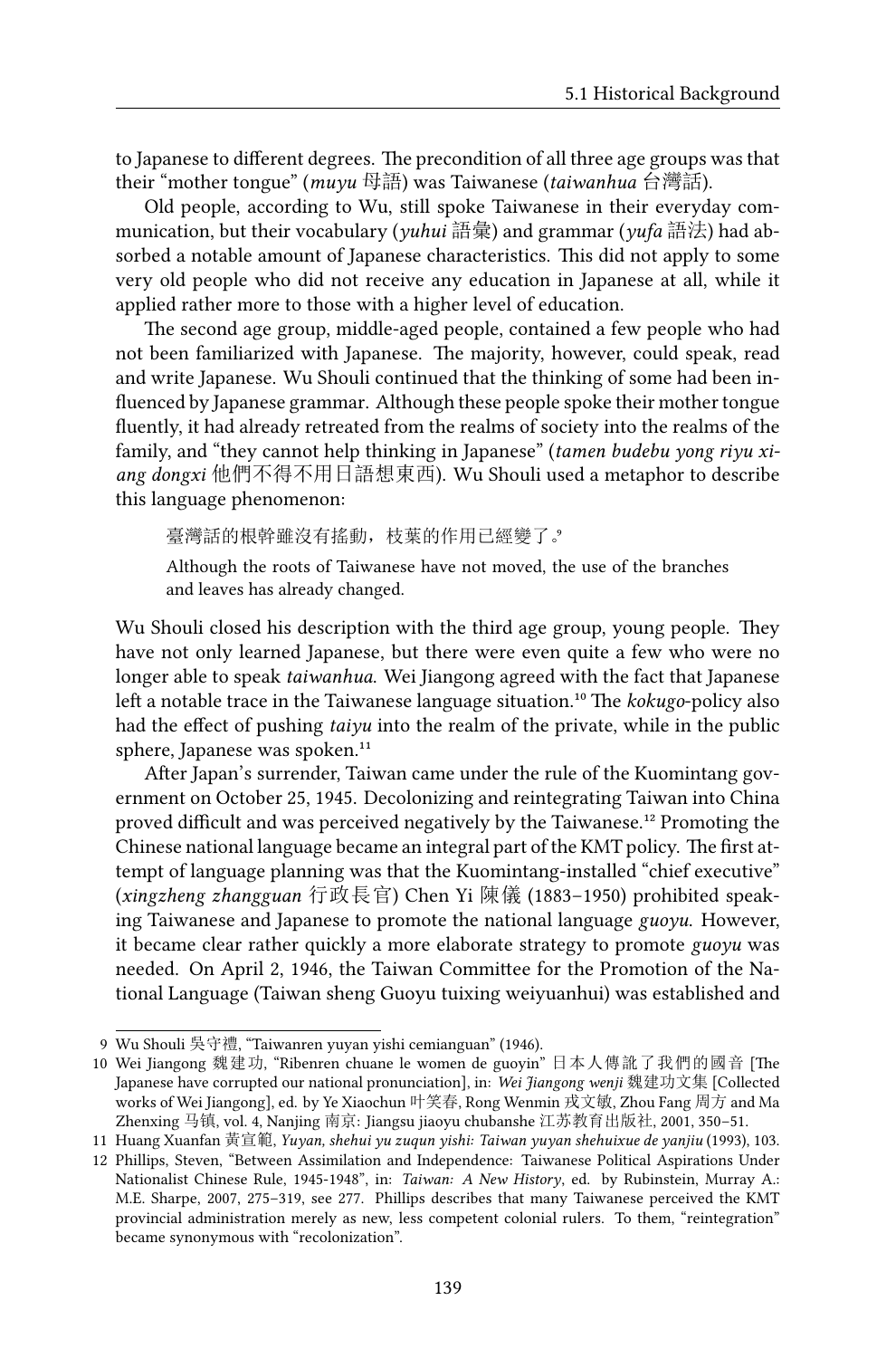to Japanese to different degrees. The precondition of all three age groups was that their "mother tongue" (*muyu* 母語) was Taiwanese (*taiwanhua* 台灣話).

Old people, according to Wu, still spoke Taiwanese in their everyday communication, but their vocabulary (*yuhui* 語彙) and grammar (*yufa* 語法) had absorbed a notable amount of Japanese characteristics. This did not apply to some very old people who did not receive any education in Japanese at all, while it applied rather more to those with a higher level of education.

The second age group, middle-aged people, contained a few people who had not been familiarized with Japanese. The majority, however, could speak, read and write Japanese. Wu Shouli continued that the thinking of some had been influenced by Japanese grammar. Although these people spoke their mother tongue fluently, it had already retreated from the realms of society into the realms of the family, and "they cannot help thinking in Japanese" (*tamen budebu yong riyu xiang dongxi* 他們不得不用日語想東西). Wu Shouli used a metaphor to describe this language phenomenon:

> 臺灣話的根幹雖沒有搖動，枝葉的作用已經變了。[9]
>
> Although the roots of Taiwanese have not moved, the use of the branches and leaves has already changed.

Wu Shouli closed his description with the third age group, young people. They have not only learned Japanese, but there were even quite a few who were no longer able to speak *taiwanhua*. Wei Jiangong agreed with the fact that Japanese left a notable trace in the Taiwanese language situation.[10] The *kokugo*-policy also had the effect of pushing *taiyu* into the realm of the private, while in the public sphere, Japanese was spoken.[11]

After Japan's surrender, Taiwan came under the rule of the Kuomintang government on October 25, 1945. Decolonizing and reintegrating Taiwan into China proved difficult and was perceived negatively by the Taiwanese.[12] Promoting the Chinese national language became an integral part of the KMT policy. The first attempt of language planning was that the Kuomintang-installed "chief executive" (*xingzheng zhangguan* 行政長官) Chen Yi 陳儀 (1883–1950) prohibited speaking Taiwanese and Japanese to promote the national language *guoyu*. However, it became clear rather quickly a more elaborate strategy to promote *guoyu* was needed. On April 2, 1946, the Taiwan Committee for the Promotion of the National Language (Taiwan sheng Guoyu tuixing weiyuanhui) was established and

---

9 Wu Shouli 吳守禮, "Taiwanren yuyan yishi cemianguan" (1946).

10 Wei Jiangong 魏建功, "Ribenren chuane le women de guoyin" 日本人傳訛了我們的國音 [The Japanese have corrupted our national pronunciation], in: *Wei Jiangong wenji* 魏建功文集 [Collected works of Wei Jiangong], ed. by Ye Xiaochun 叶笑春, Rong Wenmin 戎文敏, Zhou Fang 周方 and Ma Zhenxing 马镇, vol. 4, Nanjing 南京: Jiangsu jiaoyu chubanshe 江苏教育出版社, 2001, 350–51.

11 Huang Xuanfan 黃宣範, *Yuyan, shehui yu zuqun yishi: Taiwan yuyan shehuixue de yanjiu* (1993), 103.

12 Phillips, Steven, "Between Assimilation and Independence: Taiwanese Political Aspirations Under Nationalist Chinese Rule, 1945-1948", in: *Taiwan: A New History*, ed. by Rubinstein, Murray A.: M.E. Sharpe, 2007, 275–319, see 277. Phillips describes that many Taiwanese perceived the KMT provincial administration merely as new, less competent colonial rulers. To them, "reintegration" became synonymous with "recolonization".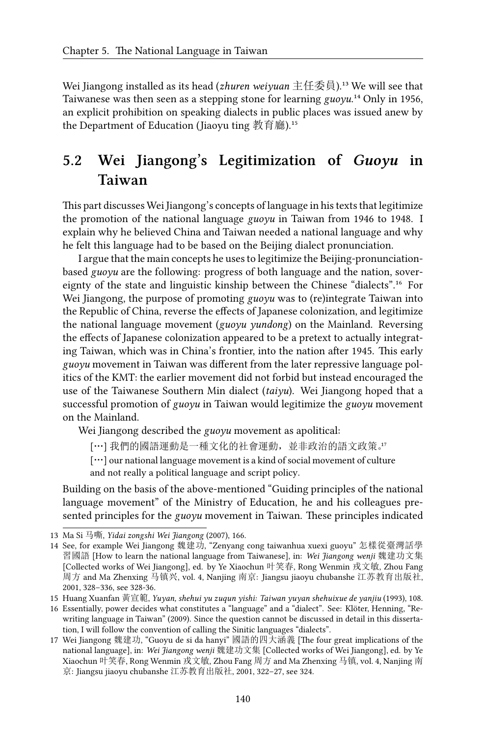Wei Jiangong installed as its head (*zhuren weiyuan* 主任委員).[13] We will see that Taiwanese was then seen as a stepping stone for learning *guoyu*.[14] Only in 1956, an explicit prohibition on speaking dialects in public places was issued anew by the Department of Education (Jiaoyu ting 教育廳).[15]

## 5.2 Wei Jiangong's Legitimization of *Guoyu* in Taiwan

This part discusses Wei Jiangong's concepts of language in his texts that legitimize the promotion of the national language *guoyu* in Taiwan from 1946 to 1948. I explain why he believed China and Taiwan needed a national language and why he felt this language had to be based on the Beijing dialect pronunciation.

I argue that the main concepts he uses to legitimize the Beijing-pronunciation-based *guoyu* are the following: progress of both language and the nation, sovereignty of the state and linguistic kinship between the Chinese "dialects".[16] For Wei Jiangong, the purpose of promoting *guoyu* was to (re)integrate Taiwan into the Republic of China, reverse the effects of Japanese colonization, and legitimize the national language movement (*guoyu yundong*) on the Mainland. Reversing the effects of Japanese colonization appeared to be a pretext to actually integrating Taiwan, which was in China's frontier, into the nation after 1945. This early *guoyu* movement in Taiwan was different from the later repressive language politics of the KMT: the earlier movement did not forbid but instead encouraged the use of the Taiwanese Southern Min dialect (*taiyu*). Wei Jiangong hoped that a successful promotion of *guoyu* in Taiwan would legitimize the *guoyu* movement on the Mainland.

Wei Jiangong described the *guoyu* movement as apolitical:

> [⋯] 我們的國語運動是一種文化的社會運動，並非政治的語文政策。[17]
>
> [⋯] our national language movement is a kind of social movement of culture and not really a political language and script policy.

Building on the basis of the above-mentioned "Guiding principles of the national language movement" of the Ministry of Education, he and his colleagues presented principles for the *guoyu* movement in Taiwan. These principles indicated

---

13 Ma Si 马嘶, *Yidai zongshi Wei Jiangong* (2007), 166.

14 See, for example Wei Jiangong 魏建功, "Zenyang cong taiwanhua xuexi guoyu" 怎樣從臺灣話學習國語 [How to learn the national language from Taiwanese], in: *Wei Jiangong wenji* 魏建功文集 [Collected works of Wei Jiangong], ed. by Ye Xiaochun 叶笑春, Rong Wenmin 戎文敏, Zhou Fang 周方 and Ma Zhenxing 马镇兴, vol. 4, Nanjing 南京: Jiangsu jiaoyu chubanshe 江苏教育出版社, 2001, 328–336, see 328-36.

15 Huang Xuanfan 黃宣範, *Yuyan, shehui yu zuqun yishi: Taiwan yuyan shehuixue de yanjiu* (1993), 108.

16 Essentially, power decides what constitutes a "language" and a "dialect". See: Klöter, Henning, "Re-writing language in Taiwan" (2009). Since the question cannot be discussed in detail in this dissertation, I will follow the convention of calling the Sinitic languages "dialects".

17 Wei Jiangong 魏建功, "Guoyu de si da hanyi" 國語的四大涵義 [The four great implications of the national language], in: *Wei Jiangong wenji* 魏建功文集 [Collected works of Wei Jiangong], ed. by Ye Xiaochun 叶笑春, Rong Wenmin 戎文敏, Zhou Fang 周方 and Ma Zhenxing 马镇, vol. 4, Nanjing 南京: Jiangsu jiaoyu chubanshe 江苏教育出版社, 2001, 322–27, see 324.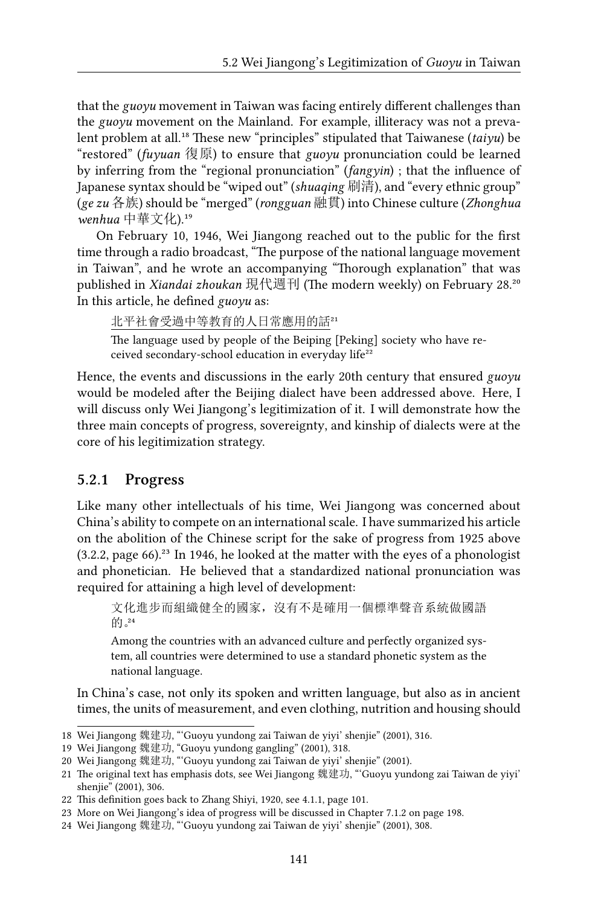that the *guoyu* movement in Taiwan was facing entirely different challenges than the *guoyu* movement on the Mainland. For example, illiteracy was not a prevalent problem at all.[18] These new "principles" stipulated that Taiwanese (*taiyu*) be "restored" (*fuyuan* 復原) to ensure that *guoyu* pronunciation could be learned by inferring from the "regional pronunciation" (*fangyin*) ; that the influence of Japanese syntax should be "wiped out" (*shuaqing* 刷清), and "every ethnic group" (*ge zu* 各族) should be "merged" (*rongguan* 融貫) into Chinese culture (*Zhonghua wenhua* 中華文化).[19]

On February 10, 1946, Wei Jiangong reached out to the public for the first time through a radio broadcast, "The purpose of the national language movement in Taiwan", and he wrote an accompanying "Thorough explanation" that was published in *Xiandai zhoukan* 現代週刊 (The modern weekly) on February 28.[20] In this article, he defined *guoyu* as:

> <u>北平社會受過中等教育的人日常應用的話</u>[21]
>
> The language used by people of the Beiping [Peking] society who have received secondary-school education in everyday life[22]

Hence, the events and discussions in the early 20th century that ensured *guoyu* would be modeled after the Beijing dialect have been addressed above. Here, I will discuss only Wei Jiangong's legitimization of it. I will demonstrate how the three main concepts of progress, sovereignty, and kinship of dialects were at the core of his legitimization strategy.

### 5.2.1 Progress

Like many other intellectuals of his time, Wei Jiangong was concerned about China's ability to compete on an international scale. I have summarized his article on the abolition of the Chinese script for the sake of progress from 1925 above (3.2.2, page 66).[23] In 1946, he looked at the matter with the eyes of a phonologist and phonetician. He believed that a standardized national pronunciation was required for attaining a high level of development:

> 文化進步而組織健全的國家，沒有不是確用一個標準聲音系統做國語的。[24]
>
> Among the countries with an advanced culture and perfectly organized system, all countries were determined to use a standard phonetic system as the national language.

In China's case, not only its spoken and written language, but also as in ancient times, the units of measurement, and even clothing, nutrition and housing should

---

18 Wei Jiangong 魏建功, "'Guoyu yundong zai Taiwan de yiyi' shenjie" (2001), 316.

19 Wei Jiangong 魏建功, "Guoyu yundong gangling" (2001), 318.

20 Wei Jiangong 魏建功, "'Guoyu yundong zai Taiwan de yiyi' shenjie" (2001).

21 The original text has emphasis dots, see Wei Jiangong 魏建功, "'Guoyu yundong zai Taiwan de yiyi' shenjie" (2001), 306.

22 This definition goes back to Zhang Shiyi, 1920, see 4.1.1, page 101.

23 More on Wei Jiangong's idea of progress will be discussed in Chapter 7.1.2 on page 198.

24 Wei Jiangong 魏建功, "'Guoyu yundong zai Taiwan de yiyi' shenjie" (2001), 308.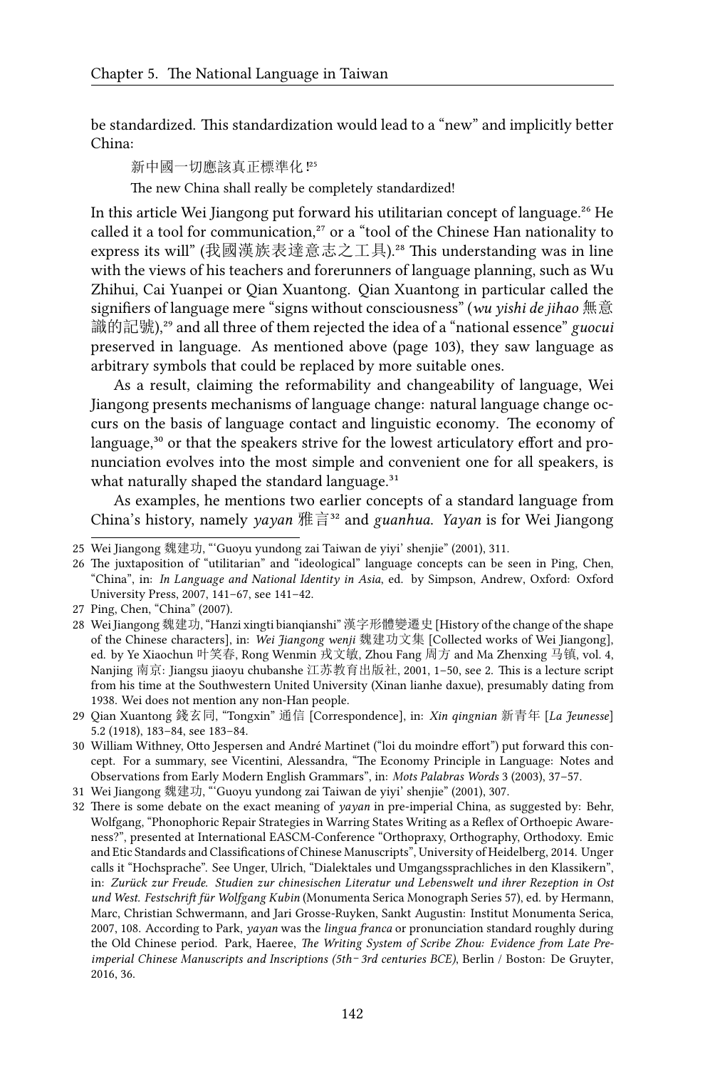be standardized. This standardization would lead to a "new" and implicitly better China:

> 新中國一切應該真正標準化![25]
>
> The new China shall really be completely standardized!

In this article Wei Jiangong put forward his utilitarian concept of language.[26] He called it a tool for communication,[27] or a "tool of the Chinese Han nationality to express its will" (我國漢族表達意志之工具).[28] This understanding was in line with the views of his teachers and forerunners of language planning, such as Wu Zhihui, Cai Yuanpei or Qian Xuantong. Qian Xuantong in particular called the signifiers of language mere "signs without consciousness" (*wu yishi de jihao* 無意識的記號),[29] and all three of them rejected the idea of a "national essence" *guocui* preserved in language. As mentioned above (page 103), they saw language as arbitrary symbols that could be replaced by more suitable ones.

As a result, claiming the reformability and changeability of language, Wei Jiangong presents mechanisms of language change: natural language change occurs on the basis of language contact and linguistic economy. The economy of language,[30] or that the speakers strive for the lowest articulatory effort and pronunciation evolves into the most simple and convenient one for all speakers, is what naturally shaped the standard language.[31]

As examples, he mentions two earlier concepts of a standard language from China's history, namely *yayan* 雅言[32] and *guanhua*. *Yayan* is for Wei Jiangong

---

25 Wei Jiangong 魏建功, "'Guoyu yundong zai Taiwan de yiyi' shenjie" (2001), 311.

26 The juxtaposition of "utilitarian" and "ideological" language concepts can be seen in Ping, Chen, "China", in: *In Language and National Identity in Asia*, ed. by Simpson, Andrew, Oxford: Oxford University Press, 2007, 141–67, see 141–42.

27 Ping, Chen, "China" (2007).

28 Wei Jiangong 魏建功, "Hanzi xingti bianqianshi" 漢字形體變遷史 [History of the change of the shape of the Chinese characters], in: *Wei Jiangong wenji* 魏建功文集 [Collected works of Wei Jiangong], ed. by Ye Xiaochun 叶笑春, Rong Wenmin 戎文敏, Zhou Fang 周方 and Ma Zhenxing 马镇, vol. 4, Nanjing 南京: Jiangsu jiaoyu chubanshe 江苏教育出版社, 2001, 1–50, see 2. This is a lecture script from his time at the Southwestern United University (Xinan lianhe daxue), presumably dating from 1938. Wei does not mention any non-Han people.

29 Qian Xuantong 錢玄同, "Tongxin" 通信 [Correspondence], in: *Xin qingnian* 新青年 [*La Jeunesse*] 5.2 (1918), 183–84, see 183–84.

30 William Withney, Otto Jespersen and André Martinet ("loi du moindre effort") put forward this concept. For a summary, see Vicentini, Alessandra, "The Economy Principle in Language: Notes and Observations from Early Modern English Grammars", in: *Mots Palabras Words* 3 (2003), 37–57.

31 Wei Jiangong 魏建功, "'Guoyu yundong zai Taiwan de yiyi' shenjie" (2001), 307.

32 There is some debate on the exact meaning of *yayan* in pre-imperial China, as suggested by: Behr, Wolfgang, "Phonophoric Repair Strategies in Warring States Writing as a Reflex of Orthoepic Awareness?", presented at International EASCM-Conference "Orthopraxy, Orthography, Orthodoxy. Emic and Etic Standards and Classifications of Chinese Manuscripts", University of Heidelberg, 2014. Unger calls it "Hochsprache". See Unger, Ulrich, "Dialektales und Umgangssprachliches in den Klassikern", in: *Zurück zur Freude. Studien zur chinesischen Literatur und Lebenswelt und ihrer Rezeption in Ost und West. Festschrift für Wolfgang Kubin* (Monumenta Serica Monograph Series 57), ed. by Hermann, Marc, Christian Schwermann, and Jari Grosse-Ruyken, Sankt Augustin: Institut Monumenta Serica, 2007, 108. According to Park, *yayan* was the *lingua franca* or pronunciation standard roughly during the Old Chinese period. Park, Haeree, *The Writing System of Scribe Zhou: Evidence from Late Pre-imperial Chinese Manuscripts and Inscriptions (5th–3rd centuries BCE)*, Berlin / Boston: De Gruyter, 2016, 36.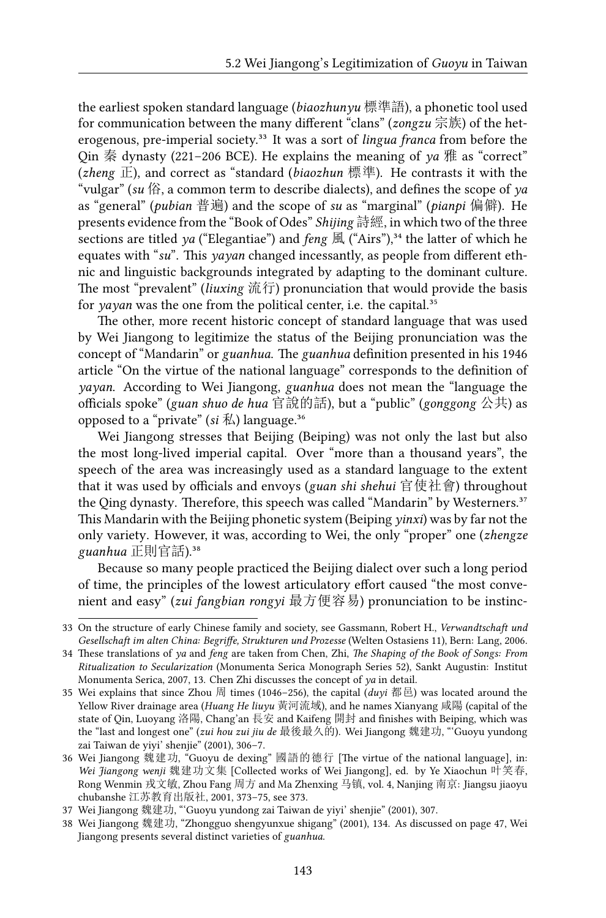the earliest spoken standard language (*biaozhunyu* 標準語), a phonetic tool used for communication between the many different "clans" (*zongzu* 宗族) of the heterogenous, pre-imperial society.[33] It was a sort of *lingua franca* from before the Qin 秦 dynasty (221–206 BCE). He explains the meaning of *ya* 雅 as "correct" (*zheng* 正), and correct as "standard (*biaozhun* 標準). He contrasts it with the "vulgar" (*su* 俗, a common term to describe dialects), and defines the scope of *ya* as "general" (*pubian* 普遍) and the scope of *su* as "marginal" (*pianpi* 偏僻). He presents evidence from the "Book of Odes" *Shijing* 詩經, in which two of the three sections are titled *ya* ("Elegantiae") and *feng* 風 ("Airs"),[34] the latter of which he equates with "*su*". This *yayan* changed incessantly, as people from different ethnic and linguistic backgrounds integrated by adapting to the dominant culture. The most "prevalent" (*liuxing* 流行) pronunciation that would provide the basis for *yayan* was the one from the political center, i.e. the capital.[35]

The other, more recent historic concept of standard language that was used by Wei Jiangong to legitimize the status of the Beijing pronunciation was the concept of "Mandarin" or *guanhua*. The *guanhua* definition presented in his 1946 article "On the virtue of the national language" corresponds to the definition of *yayan*. According to Wei Jiangong, *guanhua* does not mean the "language the officials spoke" (*guan shuo de hua* 官說的話), but a "public" (*gonggong* 公共) as opposed to a "private" (*si* 私) language.[36]

Wei Jiangong stresses that Beijing (Beiping) was not only the last but also the most long-lived imperial capital. Over "more than a thousand years", the speech of the area was increasingly used as a standard language to the extent that it was used by officials and envoys (*guan shi shehui* 官使社會) throughout the Qing dynasty. Therefore, this speech was called "Mandarin" by Westerners.[37] This Mandarin with the Beijing phonetic system (Beiping *yinxi*) was by far not the only variety. However, it was, according to Wei, the only "proper" one (*zhengze guanhua* 正則官話).[38]

Because so many people practiced the Beijing dialect over such a long period of time, the principles of the lowest articulatory effort caused "the most convenient and easy" (*zui fangbian rongyi* 最方便容易) pronunciation to be instinc-

---

33 On the structure of early Chinese family and society, see Gassmann, Robert H., *Verwandtschaft und Gesellschaft im alten China: Begriffe, Strukturen und Prozesse* (Welten Ostasiens 11), Bern: Lang, 2006.

34 These translations of *ya* and *feng* are taken from Chen, Zhi, *The Shaping of the Book of Songs: From Ritualization to Secularization* (Monumenta Serica Monograph Series 52), Sankt Augustin: Institut Monumenta Serica, 2007, 13. Chen Zhi discusses the concept of *ya* in detail.

35 Wei explains that since Zhou 周 times (1046–256), the capital (*duyi* 都邑) was located around the Yellow River drainage area (*Huang He liuyu* 黃河流域), and he names Xianyang 咸陽 (capital of the state of Qin, Luoyang 洛陽, Chang'an 長安 and Kaifeng 開封 and finishes with Beiping, which was the "last and longest one" (*zui hou zui jiu de* 最後最久的). Wei Jiangong 魏建功, "'Guoyu yundong zai Taiwan de yiyi' shenjie" (2001), 306–7.

36 Wei Jiangong 魏建功, "Guoyu de dexing" 國語的德行 [The virtue of the national language], in: *Wei Jiangong wenji* 魏建功文集 [Collected works of Wei Jiangong], ed. by Ye Xiaochun 叶笑春, Rong Wenmin 戎文敏, Zhou Fang 周方 and Ma Zhenxing 马镇, vol. 4, Nanjing 南京: Jiangsu jiaoyu chubanshe 江苏教育出版社, 2001, 373–75, see 373.

37 Wei Jiangong 魏建功, "'Guoyu yundong zai Taiwan de yiyi' shenjie" (2001), 307.

38 Wei Jiangong 魏建功, "Zhongguo shengyunxue shigang" (2001), 134. As discussed on page 47, Wei Jiangong presents several distinct varieties of *guanhua*.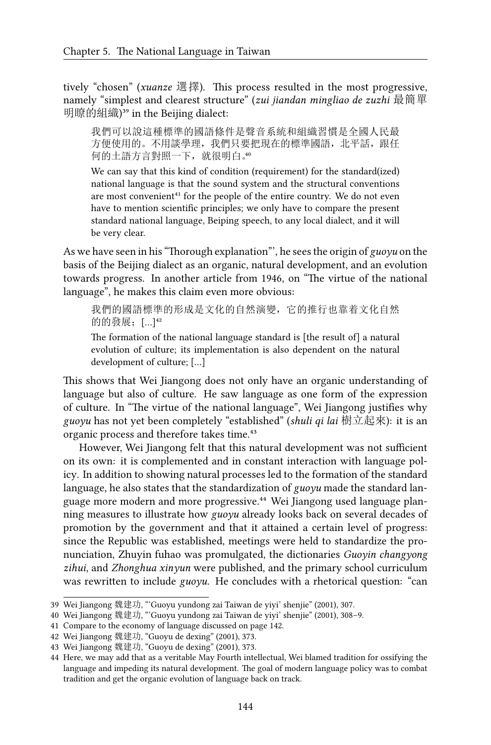tively "chosen" (*xuanze* 選擇). This process resulted in the most progressive, namely "simplest and clearest structure" (*zui jiandan mingliao de zuzhi* 最簡單明瞭的組織)[39] in the Beijing dialect:

> 我們可以說這種標準的國語條件是聲音系統和組織習慣是全國人民最方便使用的。不用談學理，我們只要把現在的標準國語，北平話，跟任何的土語方言對照一下，就很明白。[40]
>
> We can say that this kind of condition (requirement) for the standard(ized) national language is that the sound system and the structural conventions are most convenient[41] for the people of the entire country. We do not even have to mention scientific principles; we only have to compare the present standard national language, Beiping speech, to any local dialect, and it will be very clear.

As we have seen in his "Thorough explanation"', he sees the origin of *guoyu* on the basis of the Beijing dialect as an organic, natural development, and an evolution towards progress. In another article from 1946, on "The virtue of the national language", he makes this claim even more obvious:

> 我們的國語標準的形成是文化的自然演變，它的推行也靠着文化自然的的發展；[...][42]
>
> The formation of the national language standard is [the result of] a natural evolution of culture; its implementation is also dependent on the natural development of culture; [...]

This shows that Wei Jiangong does not only have an organic understanding of language but also of culture. He saw language as one form of the expression of culture. In "The virtue of the national language", Wei Jiangong justifies why *guoyu* has not yet been completely "established" (*shuli qi lai* 樹立起來): it is an organic process and therefore takes time.[43]

However, Wei Jiangong felt that this natural development was not sufficient on its own: it is complemented and in constant interaction with language policy. In addition to showing natural processes led to the formation of the standard language, he also states that the standardization of *guoyu* made the standard language more modern and more progressive.[44] Wei Jiangong used language planning measures to illustrate how *guoyu* already looks back on several decades of promotion by the government and that it attained a certain level of progress: since the Republic was established, meetings were held to standardize the pronunciation, Zhuyin fuhao was promulgated, the dictionaries *Guoyin changyong zihui*, and *Zhonghua xinyun* were published, and the primary school curriculum was rewritten to include *guoyu*. He concludes with a rhetorical question: "can

---

39 Wei Jiangong 魏建功, "'Guoyu yundong zai Taiwan de yiyi' shenjie" (2001), 307.

40 Wei Jiangong 魏建功, "'Guoyu yundong zai Taiwan de yiyi' shenjie" (2001), 308–9.

41 Compare to the economy of language discussed on page 142.

42 Wei Jiangong 魏建功, "Guoyu de dexing" (2001), 373.

43 Wei Jiangong 魏建功, "Guoyu de dexing" (2001), 373.

44 Here, we may add that as a veritable May Fourth intellectual, Wei blamed tradition for ossifying the language and impeding its natural development. The goal of modern language policy was to combat tradition and get the organic evolution of language back on track.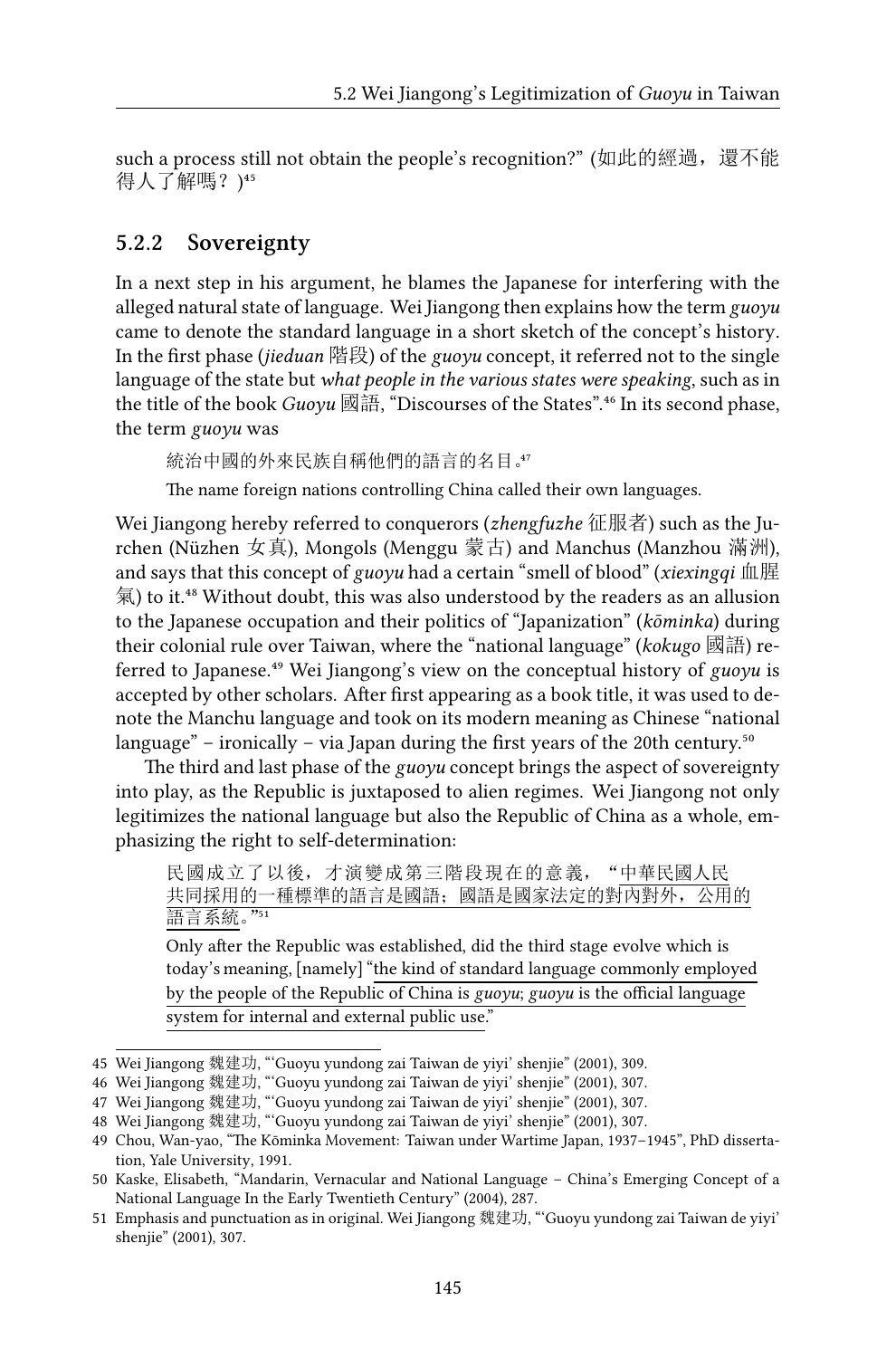such a process still not obtain the people's recognition?" (如此的經過，還不能得人了解嗎？)[45]

### 5.2.2 Sovereignty

In a next step in his argument, he blames the Japanese for interfering with the alleged natural state of language. Wei Jiangong then explains how the term *guoyu* came to denote the standard language in a short sketch of the concept's history. In the first phase (*jieduan* 階段) of the *guoyu* concept, it referred not to the single language of the state but *what people in the various states were speaking*, such as in the title of the book *Guoyu* 國語, "Discourses of the States".[46] In its second phase, the term *guoyu* was

> 統治中國的外來民族自稱他們的語言的名目。[47]
>
> The name foreign nations controlling China called their own languages.

Wei Jiangong hereby referred to conquerors (*zhengfuzhe* 征服者) such as the Jurchen (Nüzhen 女真), Mongols (Menggu 蒙古) and Manchus (Manzhou 滿洲), and says that this concept of *guoyu* had a certain "smell of blood" (*xiexingqi* 血腥氣) to it.[48] Without doubt, this was also understood by the readers as an allusion to the Japanese occupation and their politics of "Japanization" (*kōminka*) during their colonial rule over Taiwan, where the "national language" (*kokugo* 國語) referred to Japanese.[49] Wei Jiangong's view on the conceptual history of *guoyu* is accepted by other scholars. After first appearing as a book title, it was used to denote the Manchu language and took on its modern meaning as Chinese "national language" – ironically – via Japan during the first years of the 20th century.[50]

The third and last phase of the *guoyu* concept brings the aspect of sovereignty into play, as the Republic is juxtaposed to alien regimes. Wei Jiangong not only legitimizes the national language but also the Republic of China as a whole, emphasizing the right to self-determination:

> 民國成立了以後，才演變成第三階段現在的意義，"<u>中華民國人民共同採用的一種標準的語言是國語；國語是國家法定的對內對外，公用的語言系統</u>。"[51]
>
> Only after the Republic was established, did the third stage evolve which is today's meaning, [namely] "<u>the kind of standard language commonly employed by the people of the Republic of China is *guoyu*; *guoyu* is the official language system for internal and external public use</u>."

---

45 Wei Jiangong 魏建功, "'Guoyu yundong zai Taiwan de yiyi' shenjie" (2001), 309.

46 Wei Jiangong 魏建功, "'Guoyu yundong zai Taiwan de yiyi' shenjie" (2001), 307.

47 Wei Jiangong 魏建功, "'Guoyu yundong zai Taiwan de yiyi' shenjie" (2001), 307.

48 Wei Jiangong 魏建功, "'Guoyu yundong zai Taiwan de yiyi' shenjie" (2001), 307.

49 Chou, Wan-yao, "The Kōminka Movement: Taiwan under Wartime Japan, 1937–1945", PhD dissertation, Yale University, 1991.

50 Kaske, Elisabeth, "Mandarin, Vernacular and National Language – China's Emerging Concept of a National Language In the Early Twentieth Century" (2004), 287.

51 Emphasis and punctuation as in original. Wei Jiangong 魏建功, "'Guoyu yundong zai Taiwan de yiyi' shenjie" (2001), 307.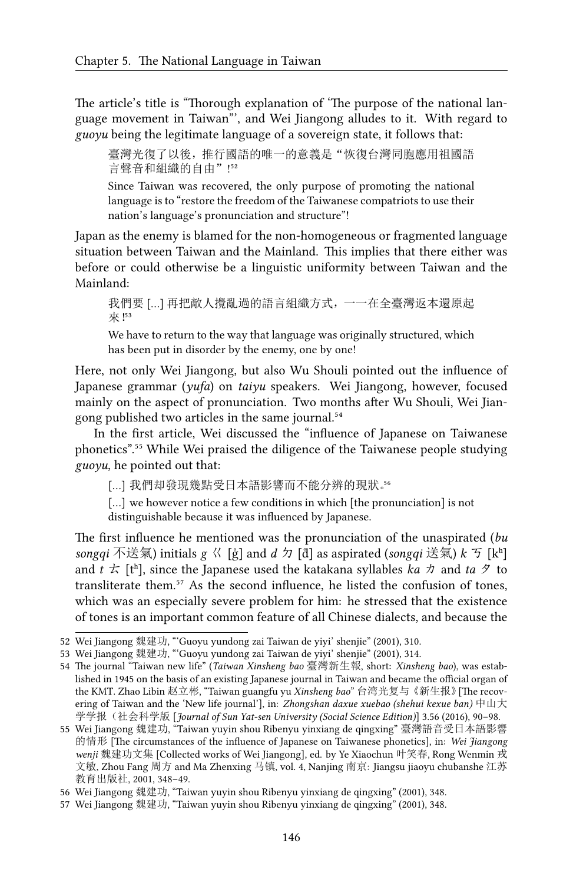The article's title is "Thorough explanation of 'The purpose of the national language movement in Taiwan'", and Wei Jiangong alludes to it. With regard to *guoyu* being the legitimate language of a sovereign state, it follows that:

> 臺灣光復了以後，推行國語的唯一的意義是"恢復台灣同胞應用祖國語言聲音和組織的自由"![52]
>
> Since Taiwan was recovered, the only purpose of promoting the national language is to "restore the freedom of the Taiwanese compatriots to use their nation's language's pronunciation and structure"!

Japan as the enemy is blamed for the non-homogeneous or fragmented language situation between Taiwan and the Mainland. This implies that there either was before or could otherwise be a linguistic uniformity between Taiwan and the Mainland:

> 我們要 [...] 再把敵人攪亂過的語言組織方式，一一在全臺灣返本還原起來![53]
>
> We have to return to the way that language was originally structured, which has been put in disorder by the enemy, one by one!

Here, not only Wei Jiangong, but also Wu Shouli pointed out the influence of Japanese grammar (*yufa*) on *taiyu* speakers. Wei Jiangong, however, focused mainly on the aspect of pronunciation. Two months after Wu Shouli, Wei Jiangong published two articles in the same journal.[54]

In the first article, Wei discussed the "influence of Japanese on Taiwanese phonetics".[55] While Wei praised the diligence of the Taiwanese people studying *guoyu*, he pointed out that:

> [...] 我們却發現幾點受日本語影響而不能分辨的現狀。[56]
>
> [...] we however notice a few conditions in which [the pronunciation] is not distinguishable because it was influenced by Japanese.

The first influence he mentioned was the pronunciation of the unaspirated (*bu songqi* 不送氣) initials *g* ㄍ [g̊] and *d* ㄉ [d̊] as aspirated (*songqi* 送氣) *k* ㄎ [kʰ] and *t* ㄊ [tʰ], since the Japanese used the katakana syllables *ka* カ and *ta* タ to transliterate them.[57] As the second influence, he listed the confusion of tones, which was an especially severe problem for him: he stressed that the existence of tones is an important common feature of all Chinese dialects, and because the

---

52 Wei Jiangong 魏建功, "'Guoyu yundong zai Taiwan de yiyi' shenjie" (2001), 310.

53 Wei Jiangong 魏建功, "'Guoyu yundong zai Taiwan de yiyi' shenjie" (2001), 314.

54 The journal "Taiwan new life" (*Taiwan Xinsheng bao* 臺灣新生報, short: *Xinsheng bao*), was established in 1945 on the basis of an existing Japanese journal in Taiwan and became the official organ of the KMT. Zhao Libin 赵立彬, "Taiwan guangfu yu *Xinsheng bao*" 台湾光复与《新生报》[The recovering of Taiwan and the 'New life journal'], in: *Zhongshan daxue xuebao (shehui kexue ban)* 中山大学学报（社会科学版 [*Journal of Sun Yat-sen University (Social Science Edition)*] 3.56 (2016), 90–98.

55 Wei Jiangong 魏建功, "Taiwan yuyin shou Ribenyu yinxiang de qingxing" 臺灣語音受日本語影響的情形 [The circumstances of the influence of Japanese on Taiwanese phonetics], in: *Wei Jiangong wenji* 魏建功文集 [Collected works of Wei Jiangong], ed. by Ye Xiaochun 叶笑春, Rong Wenmin 戎文敏, Zhou Fang 周方 and Ma Zhenxing 马镇, vol. 4, Nanjing 南京: Jiangsu jiaoyu chubanshe 江苏教育出版社, 2001, 348–49.

56 Wei Jiangong 魏建功, "Taiwan yuyin shou Ribenyu yinxiang de qingxing" (2001), 348.

57 Wei Jiangong 魏建功, "Taiwan yuyin shou Ribenyu yinxiang de qingxing" (2001), 348.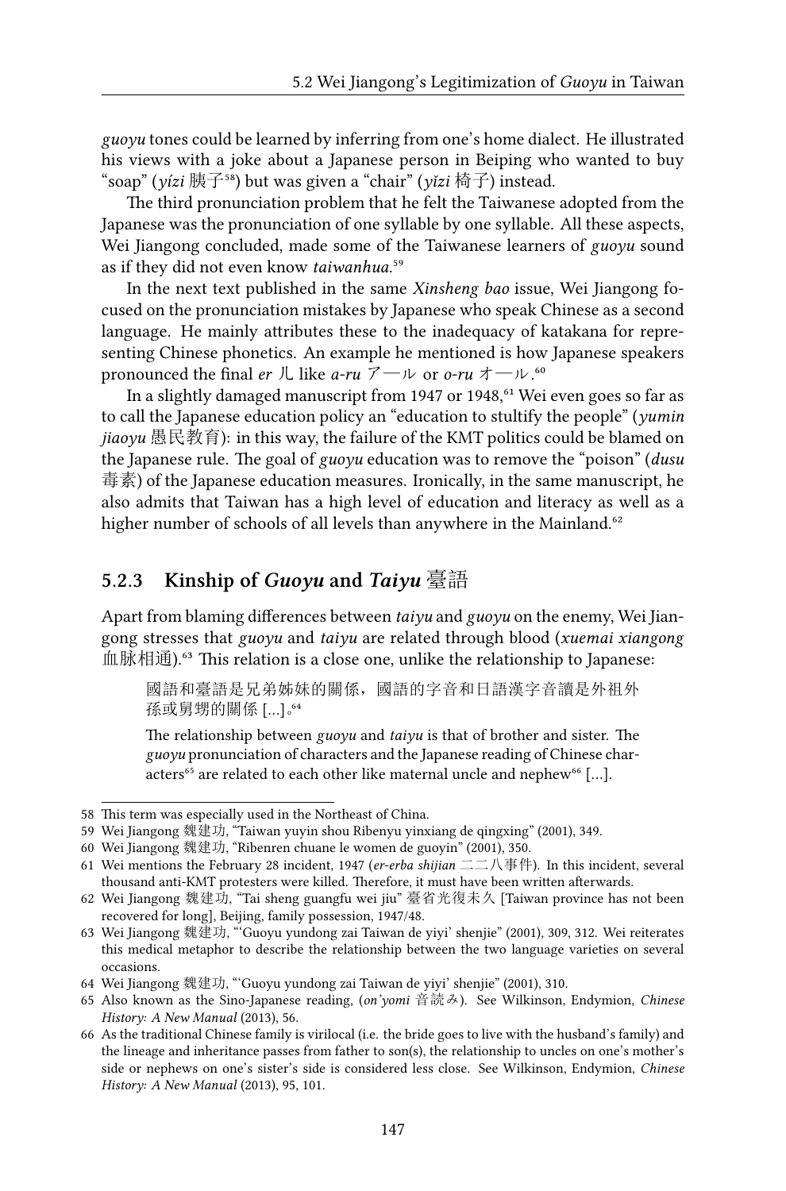*guoyu* tones could be learned by inferring from one's home dialect. He illustrated his views with a joke about a Japanese person in Beiping who wanted to buy "soap" (*yízi* 胰子[58]) but was given a "chair" (*yǐzi* 椅子) instead.

The third pronunciation problem that he felt the Taiwanese adopted from the Japanese was the pronunciation of one syllable by one syllable. All these aspects, Wei Jiangong concluded, made some of the Taiwanese learners of *guoyu* sound as if they did not even know *taiwanhua*.[59]

In the next text published in the same *Xinsheng bao* issue, Wei Jiangong focused on the pronunciation mistakes by Japanese who speak Chinese as a second language. He mainly attributes these to the inadequacy of katakana for representing Chinese phonetics. An example he mentioned is how Japanese speakers pronounced the final *er* 儿 like *a-ru* アール or *o-ru* オール.[60]

In a slightly damaged manuscript from 1947 or 1948,[61] Wei even goes so far as to call the Japanese education policy an "education to stultify the people" (*yumin jiaoyu* 愚民教育): in this way, the failure of the KMT politics could be blamed on the Japanese rule. The goal of *guoyu* education was to remove the "poison" (*dusu* 毒素) of the Japanese education measures. Ironically, in the same manuscript, he also admits that Taiwan has a high level of education and literacy as well as a higher number of schools of all levels than anywhere in the Mainland.[62]

### 5.2.3 Kinship of *Guoyu* and *Taiyu* 臺語

Apart from blaming differences between *taiyu* and *guoyu* on the enemy, Wei Jiangong stresses that *guoyu* and *taiyu* are related through blood (*xuemai xiangong* 血脉相通).[63] This relation is a close one, unlike the relationship to Japanese:

> 國語和臺語是兄弟姊妹的關係，國語的字音和日語漢字音讀是外祖外孫或舅甥的關係 [...]。[64]
>
> The relationship between *guoyu* and *taiyu* is that of brother and sister. The *guoyu* pronunciation of characters and the Japanese reading of Chinese characters[65] are related to each other like maternal uncle and nephew[66] [...].

58 This term was especially used in the Northeast of China.

59 Wei Jiangong 魏建功, "Taiwan yuyin shou Ribenyu yinxiang de qingxing" (2001), 349.

60 Wei Jiangong 魏建功, "Ribenren chuane le women de guoyin" (2001), 350.

61 Wei mentions the February 28 incident, 1947 (*er-erba shijian* 二二八事件). In this incident, several thousand anti-KMT protesters were killed. Therefore, it must have been written afterwards.

62 Wei Jiangong 魏建功, "Tai sheng guangfu wei jiu" 臺省光復未久 [Taiwan province has not been recovered for long], Beijing, family possession, 1947/48.

63 Wei Jiangong 魏建功, "'Guoyu yundong zai Taiwan de yiyi' shenjie" (2001), 309, 312. Wei reiterates this medical metaphor to describe the relationship between the two language varieties on several occasions.

64 Wei Jiangong 魏建功, "'Guoyu yundong zai Taiwan de yiyi' shenjie" (2001), 310.

65 Also known as the Sino-Japanese reading, (*on'yomi* 音読み). See Wilkinson, Endymion, *Chinese History: A New Manual* (2013), 56.

66 As the traditional Chinese family is virilocal (i.e. the bride goes to live with the husband's family) and the lineage and inheritance passes from father to son(s), the relationship to uncles on one's mother's side or nephews on one's sister's side is considered less close. See Wilkinson, Endymion, *Chinese History: A New Manual* (2013), 95, 101.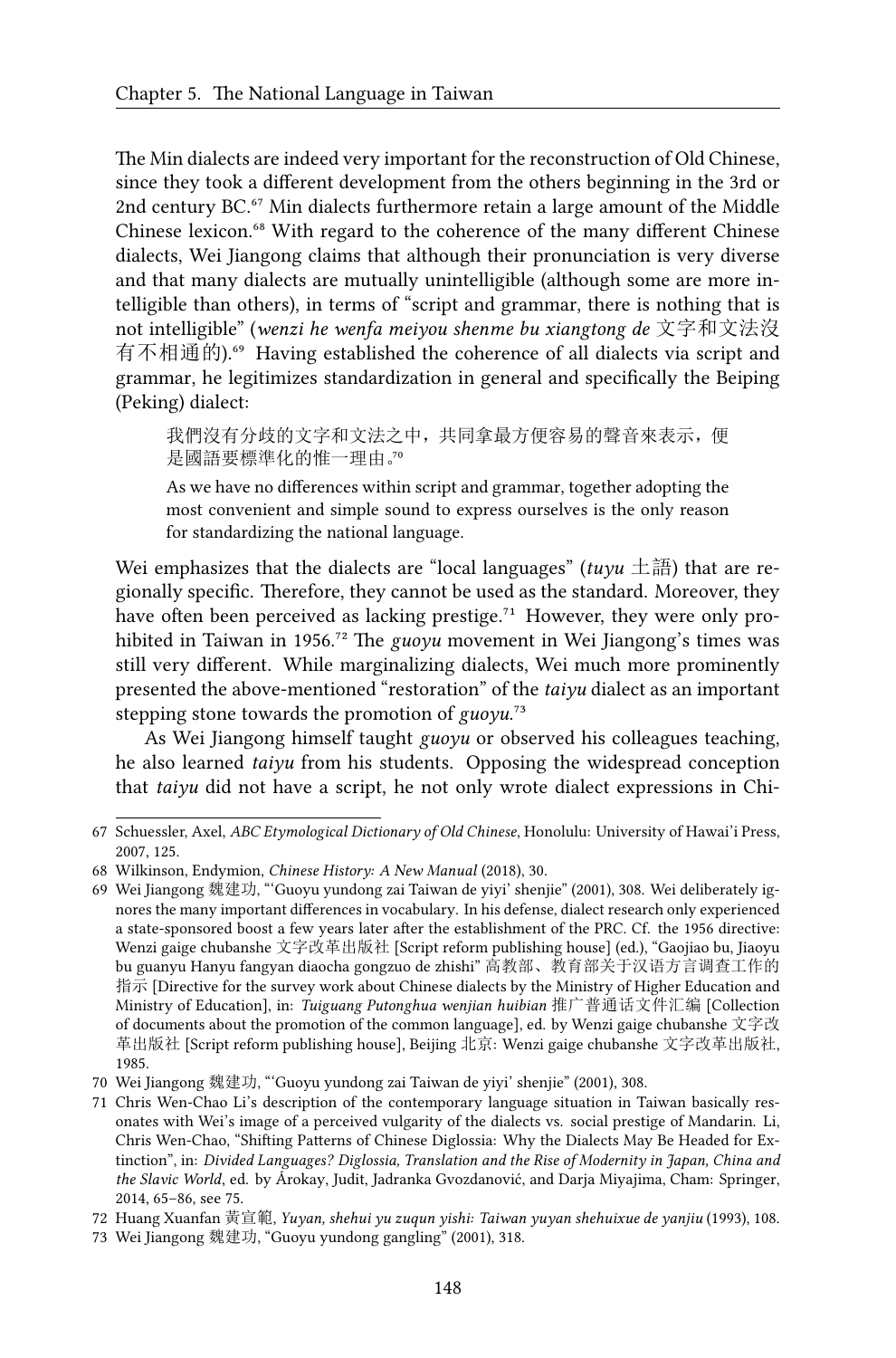The Min dialects are indeed very important for the reconstruction of Old Chinese, since they took a different development from the others beginning in the 3rd or 2nd century BC.[67] Min dialects furthermore retain a large amount of the Middle Chinese lexicon.[68] With regard to the coherence of the many different Chinese dialects, Wei Jiangong claims that although their pronunciation is very diverse and that many dialects are mutually unintelligible (although some are more intelligible than others), in terms of "script and grammar, there is nothing that is not intelligible" (*wenzi he wenfa meiyou shenme bu xiangtong de* 文字和文法沒有不相通的).[69] Having established the coherence of all dialects via script and grammar, he legitimizes standardization in general and specifically the Beiping (Peking) dialect:

> 我們沒有分歧的文字和文法之中，共同拿最方便容易的聲音來表示，便是國語要標準化的惟一理由。[70]
>
> As we have no differences within script and grammar, together adopting the most convenient and simple sound to express ourselves is the only reason for standardizing the national language.

Wei emphasizes that the dialects are "local languages" (*tuyu* 土語) that are regionally specific. Therefore, they cannot be used as the standard. Moreover, they have often been perceived as lacking prestige.[71] However, they were only prohibited in Taiwan in 1956.[72] The *guoyu* movement in Wei Jiangong's times was still very different. While marginalizing dialects, Wei much more prominently presented the above-mentioned "restoration" of the *taiyu* dialect as an important stepping stone towards the promotion of *guoyu*.[73]

As Wei Jiangong himself taught *guoyu* or observed his colleagues teaching, he also learned *taiyu* from his students. Opposing the widespread conception that *taiyu* did not have a script, he not only wrote dialect expressions in Chi-

---

67 Schuessler, Axel, *ABC Etymological Dictionary of Old Chinese*, Honolulu: University of Hawai'i Press, 2007, 125.

68 Wilkinson, Endymion, *Chinese History: A New Manual* (2018), 30.

69 Wei Jiangong 魏建功, "'Guoyu yundong zai Taiwan de yiyi' shenjie" (2001), 308. Wei deliberately ignores the many important differences in vocabulary. In his defense, dialect research only experienced a state-sponsored boost a few years later after the establishment of the PRC. Cf. the 1956 directive: Wenzi gaige chubanshe 文字改革出版社 [Script reform publishing house] (ed.), "Gaojiao bu, Jiaoyu bu guanyu Hanyu fangyan diaocha gongzuo de zhishi" 高教部、教育部关于汉语方言调查工作的指示 [Directive for the survey work about Chinese dialects by the Ministry of Higher Education and Ministry of Education], in: *Tuiguang Putonghua wenjian huibian* 推广普通话文件汇编 [Collection of documents about the promotion of the common language], ed. by Wenzi gaige chubanshe 文字改革出版社 [Script reform publishing house], Beijing 北京: Wenzi gaige chubanshe 文字改革出版社, 1985.

70 Wei Jiangong 魏建功, "'Guoyu yundong zai Taiwan de yiyi' shenjie" (2001), 308.

71 Chris Wen-Chao Li's description of the contemporary language situation in Taiwan basically resonates with Wei's image of a perceived vulgarity of the dialects vs. social prestige of Mandarin. Li, Chris Wen-Chao, "Shifting Patterns of Chinese Diglossia: Why the Dialects May Be Headed for Extinction", in: *Divided Languages? Diglossia, Translation and the Rise of Modernity in Japan, China and the Slavic World*, ed. by Árokay, Judit, Jadranka Gvozdanović, and Darja Miyajima, Cham: Springer, 2014, 65–86, see 75.

72 Huang Xuanfan 黃宣範, *Yuyan, shehui yu zuqun yishi: Taiwan yuyan shehuixue de yanjiu* (1993), 108.

73 Wei Jiangong 魏建功, "Guoyu yundong gangling" (2001), 318.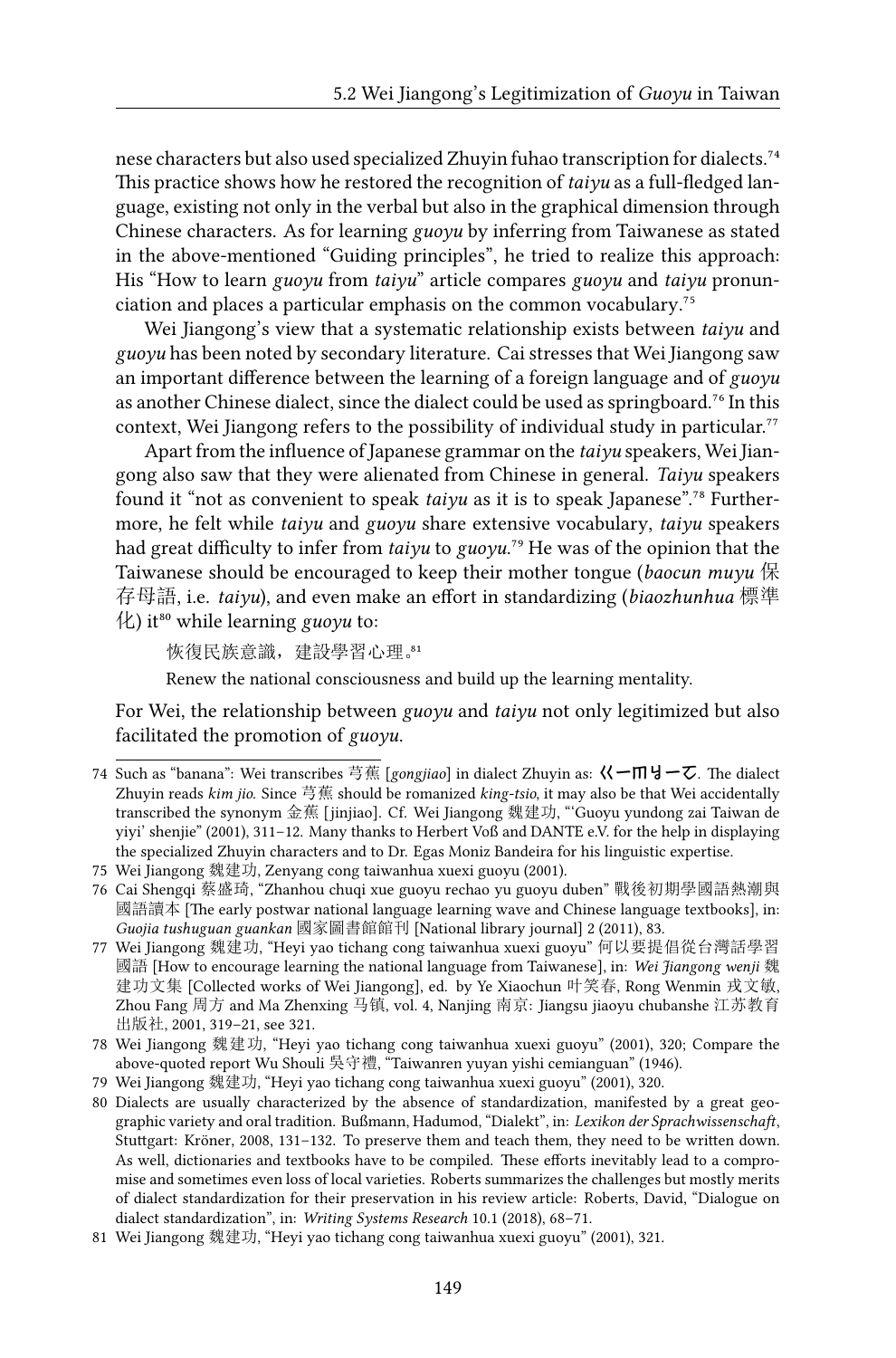nese characters but also used specialized Zhuyin fuhao transcription for dialects.[74] This practice shows how he restored the recognition of *taiyu* as a full-fledged language, existing not only in the verbal but also in the graphical dimension through Chinese characters. As for learning *guoyu* by inferring from Taiwanese as stated in the above-mentioned "Guiding principles", he tried to realize this approach: His "How to learn *guoyu* from *taiyu*" article compares *guoyu* and *taiyu* pronunciation and places a particular emphasis on the common vocabulary.[75]

Wei Jiangong's view that a systematic relationship exists between *taiyu* and *guoyu* has been noted by secondary literature. Cai stresses that Wei Jiangong saw an important difference between the learning of a foreign language and of *guoyu* as another Chinese dialect, since the dialect could be used as springboard.[76] In this context, Wei Jiangong refers to the possibility of individual study in particular.[77]

Apart from the influence of Japanese grammar on the *taiyu* speakers, Wei Jiangong also saw that they were alienated from Chinese in general. *Taiyu* speakers found it "not as convenient to speak *taiyu* as it is to speak Japanese".[78] Furthermore, he felt while *taiyu* and *guoyu* share extensive vocabulary, *taiyu* speakers had great difficulty to infer from *taiyu* to *guoyu*.[79] He was of the opinion that the Taiwanese should be encouraged to keep their mother tongue (*baocun muyu* 保存母語, i.e. *taiyu*), and even make an effort in standardizing (*biaozhunhua* 標準化) it[80] while learning *guoyu* to:

> 恢復民族意識，建設學習心理。[81]
>
> Renew the national consciousness and build up the learning mentality.

For Wei, the relationship between *guoyu* and *taiyu* not only legitimized but also facilitated the promotion of *guoyu*.

---

74 Such as "banana": Wei transcribes 芎蕉 [*gongjiao*] in dialect Zhuyin as: ㄍㄧㄇㄐㄧㄛ. The dialect Zhuyin reads *kim jio*. Since 芎蕉 should be romanized *king-tsio*, it may also be that Wei accidentally transcribed the synonym 金蕉 [jinjiao]. Cf. Wei Jiangong 魏建功, "'Guoyu yundong zai Taiwan de yiyi' shenjie" (2001), 311–12. Many thanks to Herbert Voß and DANTE e.V. for the help in displaying the specialized Zhuyin characters and to Dr. Egas Moniz Bandeira for his linguistic expertise.

75 Wei Jiangong 魏建功, Zenyang cong taiwanhua xuexi guoyu (2001).

76 Cai Shengqi 蔡盛琦, "Zhanhou chuqi xue guoyu rechao yu guoyu duben" 戰後初期學國語熱潮與國語讀本 [The early postwar national language learning wave and Chinese language textbooks], in: *Guojia tushuguan guankan* 國家圖書館館刊 [National library journal] 2 (2011), 83.

77 Wei Jiangong 魏建功, "Heyi yao tichang cong taiwanhua xuexi guoyu" 何以要提倡從台灣話學習國語 [How to encourage learning the national language from Taiwanese], in: *Wei Jiangong wenji* 魏建功文集 [Collected works of Wei Jiangong], ed. by Ye Xiaochun 叶笑春, Rong Wenmin 戎文敏, Zhou Fang 周方 and Ma Zhenxing 马镇, vol. 4, Nanjing 南京: Jiangsu jiaoyu chubanshe 江苏教育出版社, 2001, 319–21, see 321.

78 Wei Jiangong 魏建功, "Heyi yao tichang cong taiwanhua xuexi guoyu" (2001), 320; Compare the above-quoted report Wu Shouli 吳守禮, "Taiwanren yuyan yishi cemianguan" (1946).

79 Wei Jiangong 魏建功, "Heyi yao tichang cong taiwanhua xuexi guoyu" (2001), 320.

80 Dialects are usually characterized by the absence of standardization, manifested by a great geographic variety and oral tradition. Bußmann, Hadumod, "Dialekt", in: *Lexikon der Sprachwissenschaft*, Stuttgart: Kröner, 2008, 131–132. To preserve them and teach them, they need to be written down. As well, dictionaries and textbooks have to be compiled. These efforts inevitably lead to a compromise and sometimes even loss of local varieties. Roberts summarizes the challenges but mostly merits of dialect standardization for their preservation in his review article: Roberts, David, "Dialogue on dialect standardization", in: *Writing Systems Research* 10.1 (2018), 68–71.

81 Wei Jiangong 魏建功, "Heyi yao tichang cong taiwanhua xuexi guoyu" (2001), 321.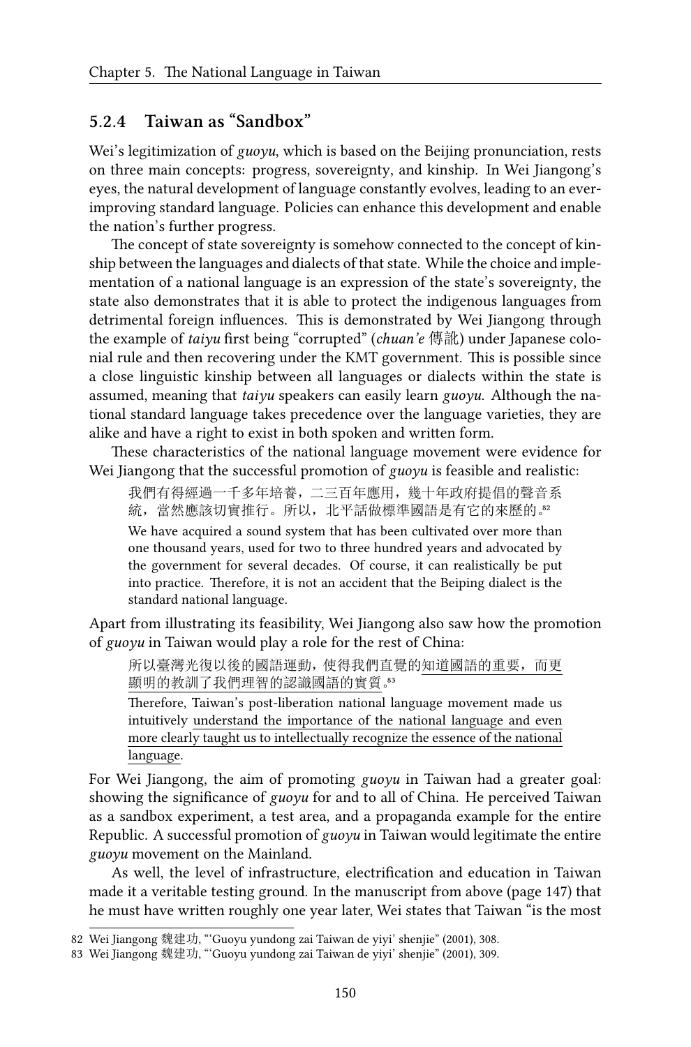### 5.2.4 Taiwan as "Sandbox"

Wei's legitimization of *guoyu*, which is based on the Beijing pronunciation, rests on three main concepts: progress, sovereignty, and kinship. In Wei Jiangong's eyes, the natural development of language constantly evolves, leading to an ever-improving standard language. Policies can enhance this development and enable the nation's further progress.

The concept of state sovereignty is somehow connected to the concept of kinship between the languages and dialects of that state. While the choice and implementation of a national language is an expression of the state's sovereignty, the state also demonstrates that it is able to protect the indigenous languages from detrimental foreign influences. This is demonstrated by Wei Jiangong through the example of *taiyu* first being "corrupted" (*chuan'e* 傳訛) under Japanese colonial rule and then recovering under the KMT government. This is possible since a close linguistic kinship between all languages or dialects within the state is assumed, meaning that *taiyu* speakers can easily learn *guoyu*. Although the national standard language takes precedence over the language varieties, they are alike and have a right to exist in both spoken and written form.

These characteristics of the national language movement were evidence for Wei Jiangong that the successful promotion of *guoyu* is feasible and realistic:

> 我們有得經過一千多年培養，二三百年應用，幾十年政府提倡的聲音系統，當然應該切實推行。所以，北平話做標準國語是有它的來歷的。[82]
>
> We have acquired a sound system that has been cultivated over more than one thousand years, used for two to three hundred years and advocated by the government for several decades. Of course, it can realistically be put into practice. Therefore, it is not an accident that the Beiping dialect is the standard national language.

Apart from illustrating its feasibility, Wei Jiangong also saw how the promotion of *guoyu* in Taiwan would play a role for the rest of China:

> 所以臺灣光復以後的國語運動，使得我們直覺的<u>知道國語的重要，而更顯明的教訓了我們理智的認識國語的實質</u>。[83]
>
> Therefore, Taiwan's post-liberation national language movement made us intuitively <u>understand the importance of the national language and even more clearly taught us to intellectually recognize the essence of the national language</u>.

For Wei Jiangong, the aim of promoting *guoyu* in Taiwan had a greater goal: showing the significance of *guoyu* for and to all of China. He perceived Taiwan as a sandbox experiment, a test area, and a propaganda example for the entire Republic. A successful promotion of *guoyu* in Taiwan would legitimate the entire *guoyu* movement on the Mainland.

As well, the level of infrastructure, electrification and education in Taiwan made it a veritable testing ground. In the manuscript from above (page 147) that he must have written roughly one year later, Wei states that Taiwan "is the most

---

82 Wei Jiangong 魏建功, "'Guoyu yundong zai Taiwan de yiyi' shenjie" (2001), 308.

83 Wei Jiangong 魏建功, "'Guoyu yundong zai Taiwan de yiyi' shenjie" (2001), 309.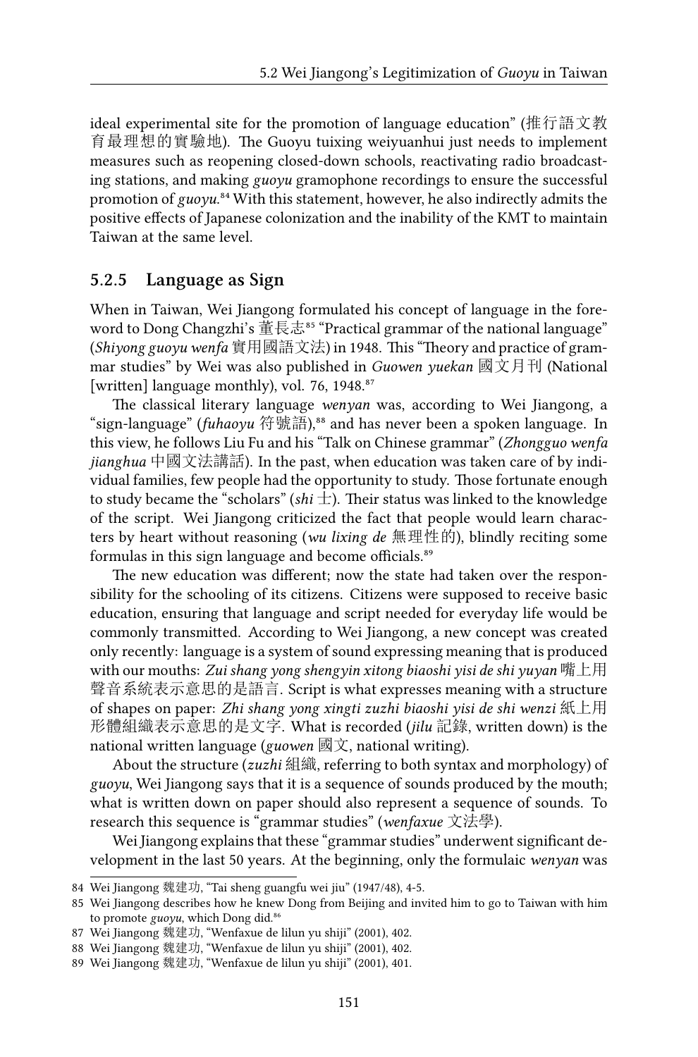ideal experimental site for the promotion of language education" (推行語文教育最理想的實驗地). The Guoyu tuixing weiyuanhui just needs to implement measures such as reopening closed-down schools, reactivating radio broadcasting stations, and making *guoyu* gramophone recordings to ensure the successful promotion of *guoyu*.[84] With this statement, however, he also indirectly admits the positive effects of Japanese colonization and the inability of the KMT to maintain Taiwan at the same level.

### 5.2.5 Language as Sign

When in Taiwan, Wei Jiangong formulated his concept of language in the foreword to Dong Changzhi's 董長志[85] "Practical grammar of the national language" (*Shiyong guoyu wenfa* 實用國語文法) in 1948. This "Theory and practice of grammar studies" by Wei was also published in *Guowen yuekan* 國文月刊 (National [written] language monthly), vol. 76, 1948.[87]

The classical literary language *wenyan* was, according to Wei Jiangong, a "sign-language" (*fuhaoyu* 符號語),[88] and has never been a spoken language. In this view, he follows Liu Fu and his "Talk on Chinese grammar" (*Zhongguo wenfa jianghua* 中國文法講話). In the past, when education was taken care of by individual families, few people had the opportunity to study. Those fortunate enough to study became the "scholars" (*shi* 士). Their status was linked to the knowledge of the script. Wei Jiangong criticized the fact that people would learn characters by heart without reasoning (*wu lixing de* 無理性的), blindly reciting some formulas in this sign language and become officials.[89]

The new education was different; now the state had taken over the responsibility for the schooling of its citizens. Citizens were supposed to receive basic education, ensuring that language and script needed for everyday life would be commonly transmitted. According to Wei Jiangong, a new concept was created only recently: language is a system of sound expressing meaning that is produced with our mouths: *Zui shang yong shengyin xitong biaoshi yisi de shi yuyan* 嘴上用聲音系統表示意思的是語言. Script is what expresses meaning with a structure of shapes on paper: *Zhi shang yong xingti zuzhi biaoshi yisi de shi wenzi* 紙上用形體組織表示意思的是文字. What is recorded (*jilu* 記錄, written down) is the national written language (*guowen* 國文, national writing).

About the structure (*zuzhi* 組織, referring to both syntax and morphology) of *guoyu*, Wei Jiangong says that it is a sequence of sounds produced by the mouth; what is written down on paper should also represent a sequence of sounds. To research this sequence is "grammar studies" (*wenfaxue* 文法學).

Wei Jiangong explains that these "grammar studies" underwent significant development in the last 50 years. At the beginning, only the formulaic *wenyan* was

---

84 Wei Jiangong 魏建功, "Tai sheng guangfu wei jiu" (1947/48), 4-5.

85 Wei Jiangong describes how he knew Dong from Beijing and invited him to go to Taiwan with him to promote *guoyu*, which Dong did.[86]

87 Wei Jiangong 魏建功, "Wenfaxue de lilun yu shiji" (2001), 402.

88 Wei Jiangong 魏建功, "Wenfaxue de lilun yu shiji" (2001), 402.

89 Wei Jiangong 魏建功, "Wenfaxue de lilun yu shiji" (2001), 401.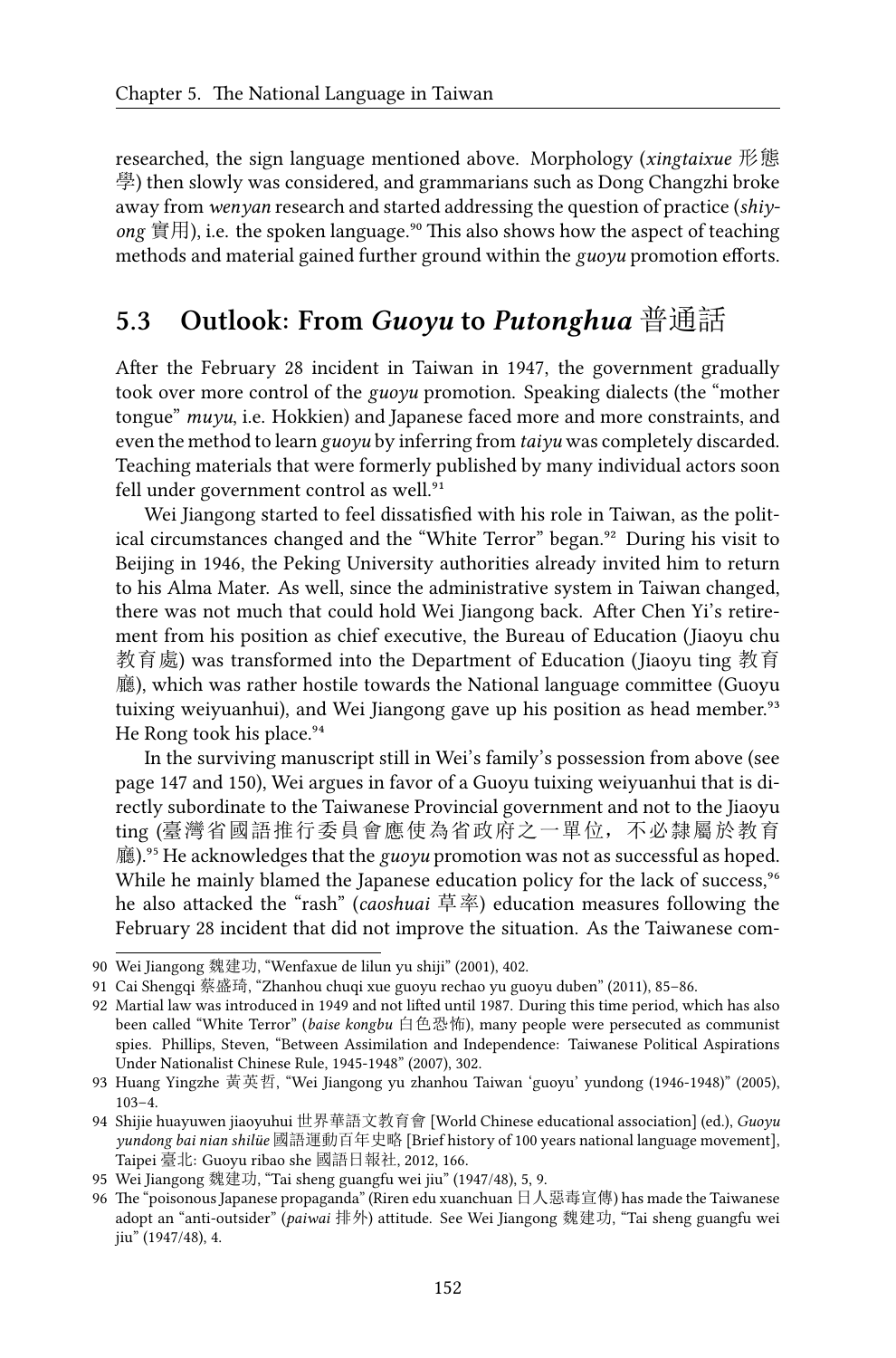researched, the sign language mentioned above. Morphology (*xingtaixue* 形態學) then slowly was considered, and grammarians such as Dong Changzhi broke away from *wenyan* research and started addressing the question of practice (*shiyong* 實用), i.e. the spoken language.[90] This also shows how the aspect of teaching methods and material gained further ground within the *guoyu* promotion efforts.

## 5.3 Outlook: From *Guoyu* to *Putonghua* 普通話

After the February 28 incident in Taiwan in 1947, the government gradually took over more control of the *guoyu* promotion. Speaking dialects (the "mother tongue" *muyu*, i.e. Hokkien) and Japanese faced more and more constraints, and even the method to learn *guoyu* by inferring from *taiyu* was completely discarded. Teaching materials that were formerly published by many individual actors soon fell under government control as well.[91]

Wei Jiangong started to feel dissatisfied with his role in Taiwan, as the political circumstances changed and the "White Terror" began.[92] During his visit to Beijing in 1946, the Peking University authorities already invited him to return to his Alma Mater. As well, since the administrative system in Taiwan changed, there was not much that could hold Wei Jiangong back. After Chen Yi's retirement from his position as chief executive, the Bureau of Education (Jiaoyu chu 教育處) was transformed into the Department of Education (Jiaoyu ting 教育廳), which was rather hostile towards the National language committee (Guoyu tuixing weiyuanhui), and Wei Jiangong gave up his position as head member.[93] He Rong took his place.[94]

In the surviving manuscript still in Wei's family's possession from above (see page 147 and 150), Wei argues in favor of a Guoyu tuixing weiyuanhui that is directly subordinate to the Taiwanese Provincial government and not to the Jiaoyu ting (臺灣省國語推行委員會應使為省政府之一單位，不必隸屬於教育廳).[95] He acknowledges that the *guoyu* promotion was not as successful as hoped. While he mainly blamed the Japanese education policy for the lack of success,[96] he also attacked the "rash" (*caoshuai* 草率) education measures following the February 28 incident that did not improve the situation. As the Taiwanese com-

---

90 Wei Jiangong 魏建功, "Wenfaxue de lilun yu shiji" (2001), 402.

91 Cai Shengqi 蔡盛琦, "Zhanhou chuqi xue guoyu rechao yu guoyu duben" (2011), 85–86.

92 Martial law was introduced in 1949 and not lifted until 1987. During this time period, which has also been called "White Terror" (*baise kongbu* 白色恐怖), many people were persecuted as communist spies. Phillips, Steven, "Between Assimilation and Independence: Taiwanese Political Aspirations Under Nationalist Chinese Rule, 1945-1948" (2007), 302.

93 Huang Yingzhe 黃英哲, "Wei Jiangong yu zhanhou Taiwan 'guoyu' yundong (1946-1948)" (2005), 103–4.

94 Shijie huayuwen jiaoyuhui 世界華語文教育會 [World Chinese educational association] (ed.), *Guoyu yundong bai nian shilüe* 國語運動百年史略 [Brief history of 100 years national language movement], Taipei 臺北: Guoyu ribao she 國語日報社, 2012, 166.

95 Wei Jiangong 魏建功, "Tai sheng guangfu wei jiu" (1947/48), 5, 9.

96 The "poisonous Japanese propaganda" (Riren edu xuanchuan 日人惡毒宣傳) has made the Taiwanese adopt an "anti-outsider" (*paiwai* 排外) attitude. See Wei Jiangong 魏建功, "Tai sheng guangfu wei jiu" (1947/48), 4.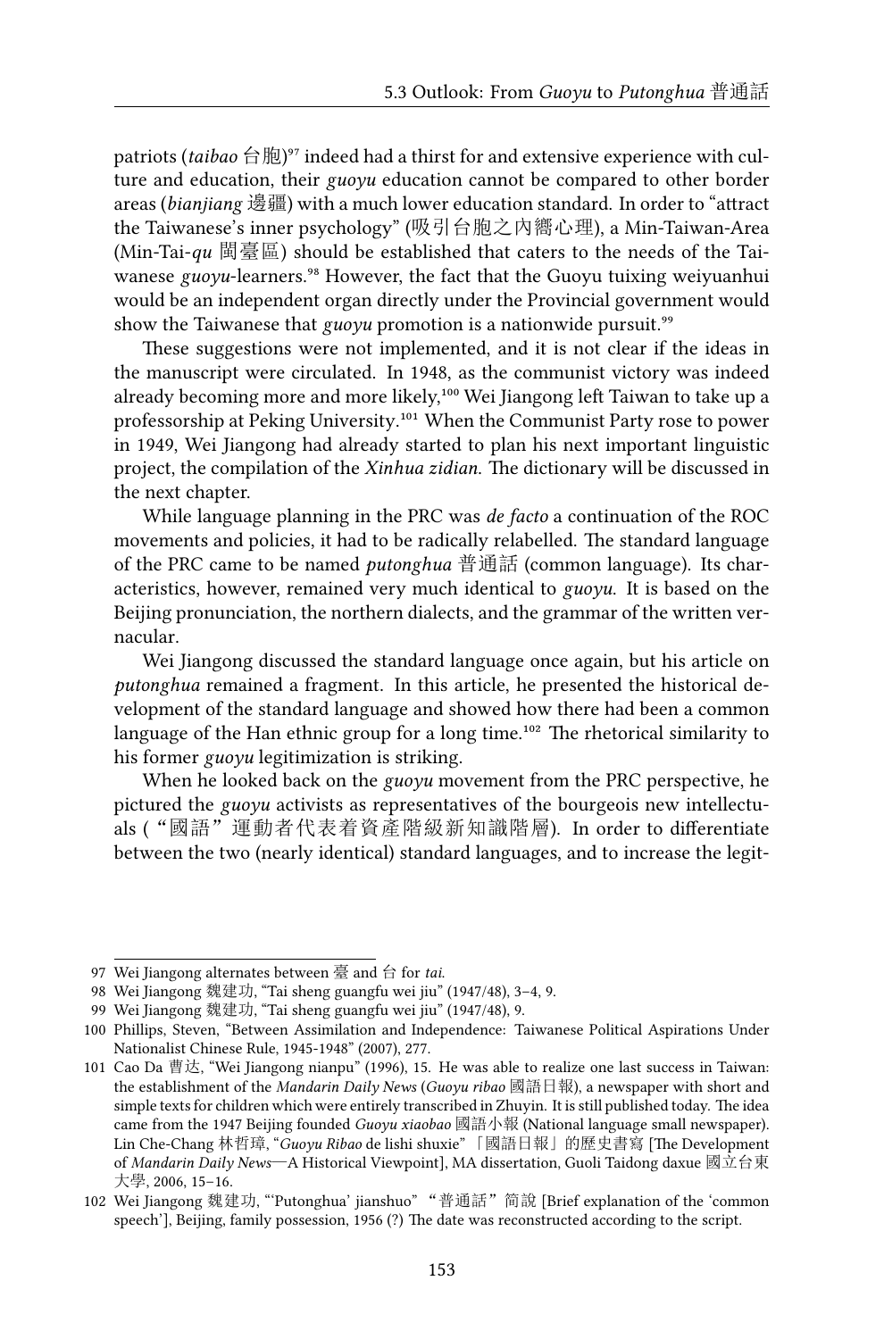patriots (*taibao* 台胞)[97] indeed had a thirst for and extensive experience with culture and education, their *guoyu* education cannot be compared to other border areas (*bianjiang* 邊疆) with a much lower education standard. In order to "attract the Taiwanese's inner psychology" (吸引台胞之內嚮心理), a Min-Taiwan-Area (Min-Tai-*qu* 閩臺區) should be established that caters to the needs of the Taiwanese *guoyu*-learners.[98] However, the fact that the Guoyu tuixing weiyuanhui would be an independent organ directly under the Provincial government would show the Taiwanese that *guoyu* promotion is a nationwide pursuit.[99]

These suggestions were not implemented, and it is not clear if the ideas in the manuscript were circulated. In 1948, as the communist victory was indeed already becoming more and more likely,[100] Wei Jiangong left Taiwan to take up a professorship at Peking University.[101] When the Communist Party rose to power in 1949, Wei Jiangong had already started to plan his next important linguistic project, the compilation of the *Xinhua zidian*. The dictionary will be discussed in the next chapter.

While language planning in the PRC was *de facto* a continuation of the ROC movements and policies, it had to be radically relabelled. The standard language of the PRC came to be named *putonghua* 普通話 (common language). Its characteristics, however, remained very much identical to *guoyu*. It is based on the Beijing pronunciation, the northern dialects, and the grammar of the written vernacular.

Wei Jiangong discussed the standard language once again, but his article on *putonghua* remained a fragment. In this article, he presented the historical development of the standard language and showed how there had been a common language of the Han ethnic group for a long time.[102] The rhetorical similarity to his former *guoyu* legitimization is striking.

When he looked back on the *guoyu* movement from the PRC perspective, he pictured the *guoyu* activists as representatives of the bourgeois new intellectuals (“國語”運動者代表着資產階級新知識階層). In order to differentiate between the two (nearly identical) standard languages, and to increase the legit-

---

97 Wei Jiangong alternates between 臺 and 台 for *tai*.

98 Wei Jiangong 魏建功, "Tai sheng guangfu wei jiu" (1947/48), 3–4, 9.

99 Wei Jiangong 魏建功, "Tai sheng guangfu wei jiu" (1947/48), 9.

100 Phillips, Steven, "Between Assimilation and Independence: Taiwanese Political Aspirations Under Nationalist Chinese Rule, 1945-1948" (2007), 277.

101 Cao Da 曹达, "Wei Jiangong nianpu" (1996), 15. He was able to realize one last success in Taiwan: the establishment of the *Mandarin Daily News* (*Guoyu ribao* 國語日報), a newspaper with short and simple texts for children which were entirely transcribed in Zhuyin. It is still published today. The idea came from the 1947 Beijing founded *Guoyu xiaobao* 國語小報 (National language small newspaper). Lin Che-Chang 林哲璋, "*Guoyu Ribao* de lishi shuxie" 「國語日報」的歷史書寫 [The Development of *Mandarin Daily News*—A Historical Viewpoint], MA dissertation, Guoli Taidong daxue 國立台東大學, 2006, 15–16.

102 Wei Jiangong 魏建功, "'Putonghua' jianshuo" “普通話”简說 [Brief explanation of the 'common speech'], Beijing, family possession, 1956 (?) The date was reconstructed according to the script.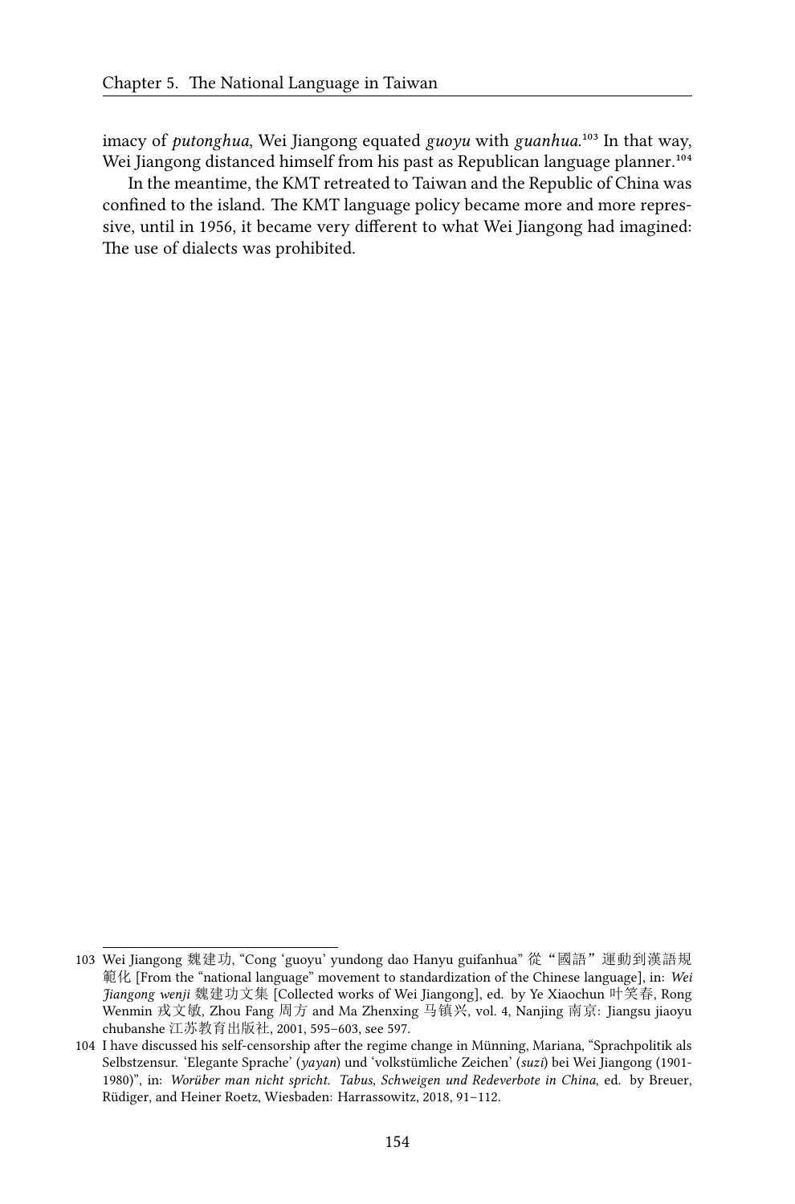imacy of *putonghua*, Wei Jiangong equated *guoyu* with *guanhua*.[103] In that way, Wei Jiangong distanced himself from his past as Republican language planner.[104]

In the meantime, the KMT retreated to Taiwan and the Republic of China was confined to the island. The KMT language policy became more and more repressive, until in 1956, it became very different to what Wei Jiangong had imagined: The use of dialects was prohibited.

---

103 Wei Jiangong 魏建功, "Cong 'guoyu' yundong dao Hanyu guifanhua" 從"國語"運動到漢語規範化 [From the "national language" movement to standardization of the Chinese language], in: *Wei Jiangong wenji* 魏建功文集 [Collected works of Wei Jiangong], ed. by Ye Xiaochun 叶笑春, Rong Wenmin 戎文敏, Zhou Fang 周方 and Ma Zhenxing 马镇兴, vol. 4, Nanjing 南京: Jiangsu jiaoyu chubanshe 江苏教育出版社, 2001, 595–603, see 597.

104 I have discussed his self-censorship after the regime change in Münning, Mariana, "Sprachpolitik als Selbstzensur. 'Elegante Sprache' (*yayan*) und 'volkstümliche Zeichen' (*suzi*) bei Wei Jiangong (1901-1980)", in: *Worüber man nicht spricht. Tabus, Schweigen und Redeverbote in China*, ed. by Breuer, Rüdiger, and Heiner Roetz, Wiesbaden: Harrassowitz, 2018, 91–112.